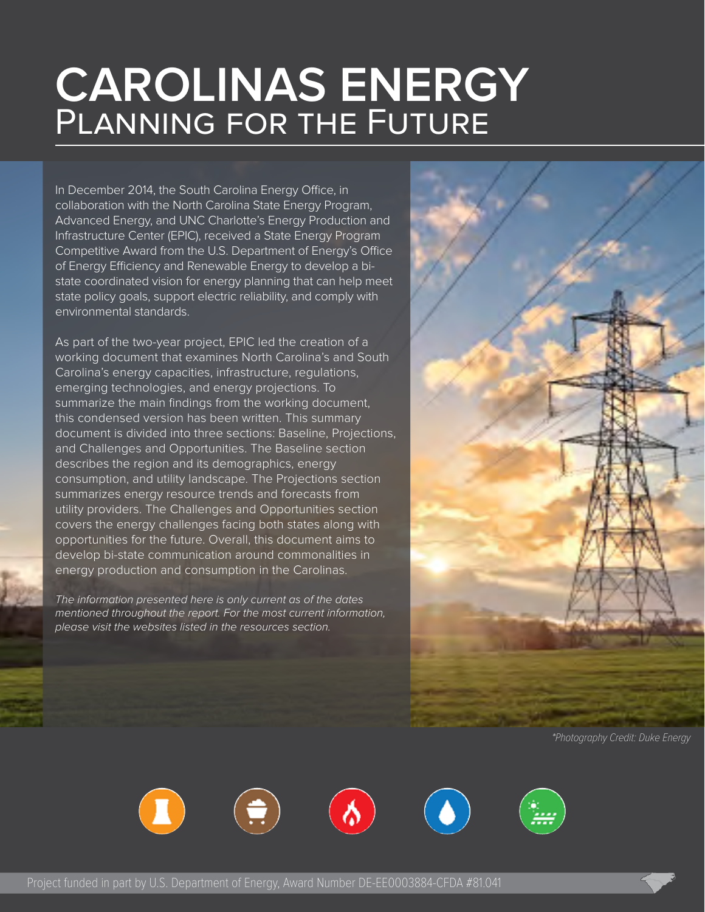# CAROLINAS ENERGY
## Planning for the Future

In December 2014, the South Carolina Energy Office, in collaboration with the North Carolina State Energy Program, Advanced Energy, and UNC Charlotte's Energy Production and Infrastructure Center (EPIC), received a State Energy Program Competitive Award from the U.S. Department of Energy's Office of Energy Efficiency and Renewable Energy to develop a bi-state coordinated vision for energy planning that can help meet state policy goals, support electric reliability, and comply with environmental standards.

As part of the two-year project, EPIC led the creation of a working document that examines North Carolina's and South Carolina's energy capacities, infrastructure, regulations, emerging technologies, and energy projections. To summarize the main findings from the working document, this condensed version has been written. This summary document is divided into three sections: Baseline, Projections, and Challenges and Opportunities. The Baseline section describes the region and its demographics, energy consumption, and utility landscape. The Projections section summarizes energy resource trends and forecasts from utility providers. The Challenges and Opportunities section covers the energy challenges facing both states along with opportunities for the future. Overall, this document aims to develop bi-state communication around commonalities in energy production and consumption in the Carolinas.

*The information presented here is only current as of the dates mentioned throughout the report. For the most current information, please visit the websites listed in the resources section.*

*\*Photography Credit: Duke Energy*

Project funded in part by U.S. Department of Energy, Award Number DE-EE0003884-CFDA #81.041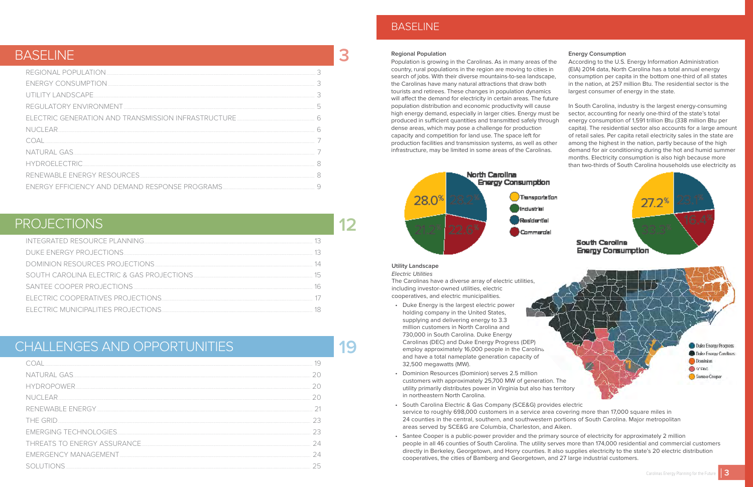# BASELINE 3

| | |
|---|---|
| REGIONAL POPULATION | 3 |
| ENERGY CONSUMPTION | 3 |
| UTILITY LANDSCAPE | 3 |
| REGULATORY ENVIRONMENT | 5 |
| ELECTRIC GENERATION AND TRANSMISSION INFRASTRUCTURE | 6 |
| NUCLEAR | 6 |
| COAL | 7 |
| NATURAL GAS | 7 |
| HYDROELECTRIC | 8 |
| RENEWABLE ENERGY RESOURCES | 8 |
| ENERGY EFFICIENCY AND DEMAND RESPONSE PROGRAMS | 9 |

# PROJECTIONS 12

| | |
|---|---|
| INTEGRATED RESOURCE PLANNING | 13 |
| DUKE ENERGY PROJECTIONS | 13 |
| DOMINION RESOURCES PROJECTIONS | 14 |
| SOUTH CAROLINA ELECTRIC & GAS PROJECTIONS | 15 |
| SANTEE COOPER PROJECTIONS | 16 |
| ELECTRIC COOPERATIVES PROJECTIONS | 17 |
| ELECTRIC MUNICIPALITIES PROJECTIONS | 18 |

# CHALLENGES AND OPPORTUNITIES 19

| | |
|---|---|
| COAL | 19 |
| NATURAL GAS | 20 |
| HYDROPOWER | 20 |
| NUCLEAR | 20 |
| RENEWABLE ENERGY | 21 |
| THE GRID | 23 |
| EMERGING TECHNOLOGIES | 23 |
| THREATS TO ENERGY ASSURANCE | 24 |
| EMERGENCY MANAGEMENT | 24 |
| SOLUTIONS | 25 |

# BASELINE

### Regional Population

Population is growing in the Carolinas. As in many areas of the country, rural populations in the region are moving to cities in search of jobs. With their diverse mountains-to-sea landscape, the Carolinas have many natural attractions that draw both tourists and retirees. These changes in population dynamics will affect the demand for electricity in certain areas. The future population distribution and economic productivity will cause high energy demand, especially in larger cities. Energy must be produced in sufficient quantities and transmitted safely through dense areas, which may pose a challenge for production capacity and competition for land use. The space left for production facilities and transmission systems, as well as other infrastructure, may be limited in some areas of the Carolinas.

### Energy Consumption

According to the U.S. Energy Information Administration (EIA) 2014 data, North Carolina has a total annual energy consumption per capita in the bottom one-third of all states in the nation, at 257 million Btu. The residential sector is the largest consumer of energy in the state.

In South Carolina, industry is the largest energy-consuming sector, accounting for nearly one-third of the state's total energy consumption of 1,591 trillion Btu (338 million Btu per capita). The residential sector also accounts for a large amount of retail sales. Per capita retail electricity sales in the state are among the highest in the nation, partly because of the high demand for air conditioning during the hot and humid summer months. Electricity consumption is also high because more than two-thirds of South Carolina households use electricity as

**North Carolina Energy Consumption**

| Sector | Share |
|---|---|
| Transportation | 28.0% |
| Residential | 28.2% |
| Commercial | 22.6% |
| Industrial | 21.2% |

**South Carolina Energy Consumption**

| Sector | Share |
|---|---|
| Transportation | 27.2% |
| Residential | 23.1% |
| Commercial | 16.4% |
| Industrial | 33.3% |

### Utility Landscape

*Electric Utilities*

The Carolinas have a diverse array of electric utilities, including investor-owned utilities, electric cooperatives, and electric municipalities.

- Duke Energy is the largest electric power holding company in the United States, supplying and delivering energy to 3.3 million customers in North Carolina and 730,000 in South Carolina. Duke Energy Carolinas (DEC) and Duke Energy Progress (DEP) employ approximately 16,000 people in the Carolinas and have a total nameplate generation capacity of 32,500 megawatts (MW).
- Dominion Resources (Dominion) serves 2.5 million customers with approximately 25,700 MW of generation. The utility primarily distributes power in Virginia but also has territory in northeastern North Carolina.
- South Carolina Electric & Gas Company (SCE&G) provides electric service to roughly 698,000 customers in a service area covering more than 17,000 square miles in 24 counties in the central, southern, and southwestern portions of South Carolina. Major metropolitan areas served by SCE&G are Columbia, Charleston, and Aiken.
- Santee Cooper is a public-power provider and the primary source of electricity for approximately 2 million people in all 46 counties of South Carolina. The utility serves more than 174,000 residential and commercial customers directly in Berkeley, Georgetown, and Horry counties. It also supplies electricity to the state's 20 electric distribution cooperatives, the cities of Bamberg and Georgetown, and 27 large industrial customers.

Duke Energy Progress
Duke Energy Carolinas
Dominion
SCE&G
Santee Cooper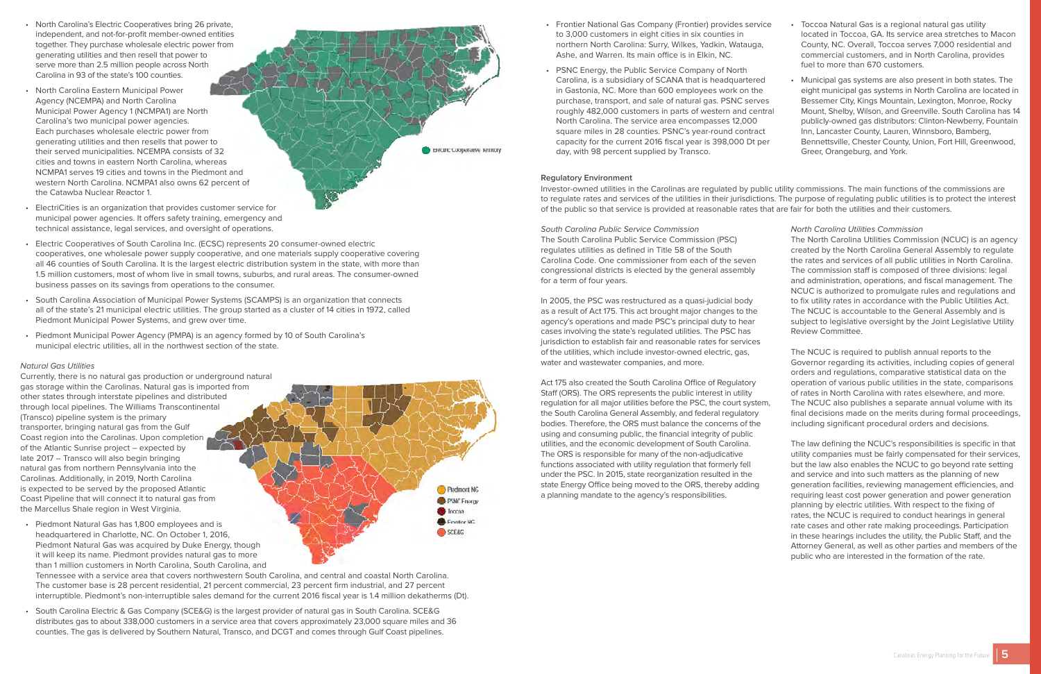- North Carolina's Electric Cooperatives bring 26 private, independent, and not-for-profit member-owned entities together. They purchase wholesale electric power from generating utilities and then resell that power to serve more than 2.5 million people across North Carolina in 93 of the state's 100 counties.
- North Carolina Eastern Municipal Power Agency (NCEMPA) and North Carolina Municipal Power Agency 1 (NCMPA1) are North Carolina's two municipal power agencies. Each purchases wholesale electric power from generating utilities and then resells that power to their served municipalities. NCEMPA consists of 32 cities and towns in eastern North Carolina, whereas NCMPA1 serves 19 cities and towns in the Piedmont and western North Carolina. NCMPA1 also owns 62 percent of the Catawba Nuclear Reactor 1.
- ElectriCities is an organization that provides customer service for municipal power agencies. It offers safety training, emergency and technical assistance, legal services, and oversight of operations.
- Electric Cooperatives of South Carolina Inc. (ECSC) represents 20 consumer-owned electric cooperatives, one wholesale power supply cooperative, and one materials supply cooperative covering all 46 counties of South Carolina. It is the largest electric distribution system in the state, with more than 1.5 million customers, most of whom live in small towns, suburbs, and rural areas. The consumer-owned business passes on its savings from operations to the consumer.
- South Carolina Association of Municipal Power Systems (SCAMPS) is an organization that connects all of the state's 21 municipal electric utilities. The group started as a cluster of 14 cities in 1972, called Piedmont Municipal Power Systems, and grew over time.
- Piedmont Municipal Power Agency (PMPA) is an agency formed by 10 of South Carolina's municipal electric utilities, all in the northwest section of the state.

Electric Cooperative Territory

*Natural Gas Utilities*

Currently, there is no natural gas production or underground natural gas storage within the Carolinas. Natural gas is imported from other states through interstate pipelines and distributed through local pipelines. The Williams Transcontinental (Transco) pipeline system is the primary transporter, bringing natural gas from the Gulf Coast region into the Carolinas. Upon completion of the Atlantic Sunrise project – expected by late 2017 – Transco will also begin bringing natural gas from northern Pennsylvania into the Carolinas. Additionally, in 2019, North Carolina is expected to be served by the proposed Atlantic Coast Pipeline that will connect it to natural gas from the Marcellus Shale region in West Virginia.

Piedmont NC
PSNC Energy
Toccoa
Frontier NC
SCE&G

- Piedmont Natural Gas has 1,800 employees and is headquartered in Charlotte, NC. On October 1, 2016, Piedmont Natural Gas was acquired by Duke Energy, though it will keep its name. Piedmont provides natural gas to more than 1 million customers in North Carolina, South Carolina, and Tennessee with a service area that covers northwestern South Carolina, and central and coastal North Carolina. The customer base is 28 percent residential, 21 percent commercial, 23 percent firm industrial, and 27 percent interruptible. Piedmont's non-interruptible sales demand for the current 2016 fiscal year is 1.4 million dekatherms (Dt).
- South Carolina Electric & Gas Company (SCE&G) is the largest provider of natural gas in South Carolina. SCE&G distributes gas to about 338,000 customers in a service area that covers approximately 23,000 square miles and 36 counties. The gas is delivered by Southern Natural, Transco, and DCGT and comes through Gulf Coast pipelines.
- Frontier National Gas Company (Frontier) provides service to 3,000 customers in eight cities in six counties in northern North Carolina: Surry, Wilkes, Yadkin, Watauga, Ashe, and Warren. Its main office is in Elkin, NC.
- PSNC Energy, the Public Service Company of North Carolina, is a subsidiary of SCANA that is headquartered in Gastonia, NC. More than 600 employees work on the purchase, transport, and sale of natural gas. PSNC serves roughly 482,000 customers in parts of western and central North Carolina. The service area encompasses 12,000 square miles in 28 counties. PSNC's year-round contract capacity for the current 2016 fiscal year is 398,000 Dt per day, with 98 percent supplied by Transco.
- Toccoa Natural Gas is a regional natural gas utility located in Toccoa, GA. Its service area stretches to Macon County, NC. Overall, Toccoa serves 7,000 residential and commercial customers, and in North Carolina, provides fuel to more than 670 customers.
- Municipal gas systems are also present in both states. The eight municipal gas systems in North Carolina are located in Bessemer City, Kings Mountain, Lexington, Monroe, Rocky Mount, Shelby, Wilson, and Greenville. South Carolina has 14 publicly-owned gas distributors: Clinton-Newberry, Fountain Inn, Lancaster County, Lauren, Winnsboro, Bamberg, Bennettsville, Chester County, Union, Fort Hill, Greenwood, Greer, Orangeburg, and York.

**Regulatory Environment**

Investor-owned utilities in the Carolinas are regulated by public utility commissions. The main functions of the commissions are to regulate rates and services of the utilities in their jurisdictions. The purpose of regulating public utilities is to protect the interest of the public so that service is provided at reasonable rates that are fair for both the utilities and their customers.

*South Carolina Public Service Commission*

The South Carolina Public Service Commission (PSC) regulates utilities as defined in Title 58 of the South Carolina Code. One commissioner from each of the seven congressional districts is elected by the general assembly for a term of four years.

In 2005, the PSC was restructured as a quasi-judicial body as a result of Act 175. This act brought major changes to the agency's operations and made PSC's principal duty to hear cases involving the state's regulated utilities. The PSC has jurisdiction to establish fair and reasonable rates for services of the utilities, which include investor-owned electric, gas, water and wastewater companies, and more.

Act 175 also created the South Carolina Office of Regulatory Staff (ORS). The ORS represents the public interest in utility regulation for all major utilities before the PSC, the court system, the South Carolina General Assembly, and federal regulatory bodies. Therefore, the ORS must balance the concerns of the using and consuming public, the financial integrity of public utilities, and the economic development of South Carolina. The ORS is responsible for many of the non-adjudicative functions associated with utility regulation that formerly fell under the PSC. In 2015, state reorganization resulted in the state Energy Office being moved to the ORS, thereby adding a planning mandate to the agency's responsibilities.

*North Carolina Utilities Commission*

The North Carolina Utilities Commission (NCUC) is an agency created by the North Carolina General Assembly to regulate the rates and services of all public utilities in North Carolina. The commission staff is composed of three divisions: legal and administration, operations, and fiscal management. The NCUC is authorized to promulgate rules and regulations and to fix utility rates in accordance with the Public Utilities Act. The NCUC is accountable to the General Assembly and is subject to legislative oversight by the Joint Legislative Utility Review Committee.

The NCUC is required to publish annual reports to the Governor regarding its activities, including copies of general orders and regulations, comparative statistical data on the operation of various public utilities in the state, comparisons of rates in North Carolina with rates elsewhere, and more. The NCUC also publishes a separate annual volume with its final decisions made on the merits during formal proceedings, including significant procedural orders and decisions.

The law defining the NCUC's responsibilities is specific in that utility companies must be fairly compensated for their services, but the law also enables the NCUC to go beyond rate setting and service and into such matters as the planning of new generation facilities, reviewing management efficiencies, and requiring least cost power generation and power generation planning by electric utilities. With respect to the fixing of rates, the NCUC is required to conduct hearings in general rate cases and other rate making proceedings. Participation in these hearings includes the utility, the Public Staff, and the Attorney General, as well as other parties and members of the public who are interested in the formation of the rate.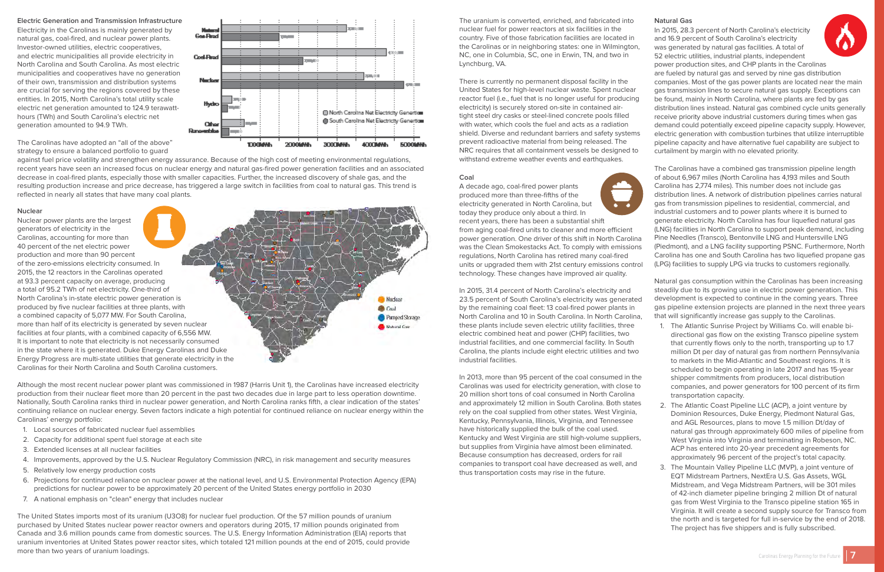## Electric Generation and Transmission Infrastructure

Electricity in the Carolinas is mainly generated by natural gas, coal-fired, and nuclear power plants. Investor-owned utilities, electric cooperatives, and electric municipalities all provide electricity in North Carolina and South Carolina. As most electric municipalities and cooperatives have no generation of their own, transmission and distribution systems are crucial for serving the regions covered by these entities. In 2015, North Carolina's total utility scale electric net generation amounted to 124.9 terawatt-hours (TWh) and South Carolina's electric net generation amounted to 94.9 TWh.

The Carolinas have adopted an "all of the above" strategy to ensure a balanced portfolio to guard against fuel price volatility and strengthen energy assurance. Because of the high cost of meeting environmental regulations, recent years have seen an increased focus on nuclear energy and natural gas-fired power generation facilities and an associated decrease in coal-fired plants, especially those with smaller capacities. Further, the increased discovery of shale gas, and the resulting production increase and price decrease, has triggered a large switch in facilities from coal to natural gas. This trend is reflected in nearly all states that have many coal plants.

### Nuclear

Nuclear power plants are the largest generators of electricity in the Carolinas, accounting for more than 40 percent of the net electric power production and more than 90 percent of the zero-emissions electricity consumed. In 2015, the 12 reactors in the Carolinas operated at 93.3 percent capacity on average, producing a total of 95.2 TWh of net electricity. One-third of North Carolina's in-state electric power generation is produced by five nuclear facilities at three plants, with a combined capacity of 5,077 MW. For South Carolina, more than half of its electricity is generated by seven nuclear facilities at four plants, with a combined capacity of 6,556 MW. It is important to note that electricity is not necessarily consumed in the state where it is generated. Duke Energy Carolinas and Duke Energy Progress are multi-state utilities that generate electricity in the Carolinas for their North Carolina and South Carolina customers.

Although the most recent nuclear power plant was commissioned in 1987 (Harris Unit 1), the Carolinas have increased electricity production from their nuclear fleet more than 20 percent in the past two decades due in large part to less operation downtime. Nationally, South Carolina ranks third in nuclear power generation, and North Carolina ranks fifth, a clear indication of the states' continuing reliance on nuclear energy. Seven factors indicate a high potential for continued reliance on nuclear energy within the Carolinas' energy portfolio:

1. Local sources of fabricated nuclear fuel assemblies
2. Capacity for additional spent fuel storage at each site
3. Extended licenses at all nuclear facilities
4. Improvements, approved by the U.S. Nuclear Regulatory Commission (NRC), in risk management and security measures
5. Relatively low energy production costs
6. Projections for continued reliance on nuclear power at the national level, and U.S. Environmental Protection Agency (EPA) predictions for nuclear power to be approximately 20 percent of the United States energy portfolio in 2030
7. A national emphasis on "clean" energy that includes nuclear

The United States imports most of its uranium (U3O8) for nuclear fuel production. Of the 57 million pounds of uranium purchased by United States nuclear power reactor owners and operators during 2015, 17 million pounds originated from Canada and 3.6 million pounds came from domestic sources. The U.S. Energy Information Administration (EIA) reports that uranium inventories at United States power reactor sites, which totaled 121 million pounds at the end of 2015, could provide more than two years of uranium loadings.

The uranium is converted, enriched, and fabricated into nuclear fuel for power reactors at six facilities in the country. Five of those fabrication facilities are located in the Carolinas or in neighboring states: one in Wilmington, NC, one in Columbia, SC, one in Erwin, TN, and two in Lynchburg, VA.

There is currently no permanent disposal facility in the United States for high-level nuclear waste. Spent nuclear reactor fuel (i.e., fuel that is no longer useful for producing electricity) is securely stored on-site in contained air-tight steel dry casks or steel-lined concrete pools filled with water, which cools the fuel and acts as a radiation shield. Diverse and redundant barriers and safety systems prevent radioactive material from being released. The NRC requires that all containment vessels be designed to withstand extreme weather events and earthquakes.

### Coal

A decade ago, coal-fired power plants produced more than three-fifths of the electricity generated in North Carolina, but today they produce only about a third. In recent years, there has been a substantial shift from aging coal-fired units to cleaner and more efficient power generation. One driver of this shift in North Carolina was the Clean Smokestacks Act. To comply with emissions regulations, North Carolina has retired many coal-fired units or upgraded them with 21st century emissions control technology. These changes have improved air quality.

In 2015, 31.4 percent of North Carolina's electricity and 23.5 percent of South Carolina's electricity was generated by the remaining coal fleet: 13 coal-fired power plants in North Carolina and 10 in South Carolina. In North Carolina, these plants include seven electric utility facilities, three electric combined heat and power (CHP) facilities, two industrial facilities, and one commercial facility. In South Carolina, the plants include eight electric utilities and two industrial facilities.

In 2013, more than 95 percent of the coal consumed in the Carolinas was used for electricity generation, with close to 20 million short tons of coal consumed in North Carolina and approximately 12 million in South Carolina. Both states rely on the coal supplied from other states. West Virginia, Kentucky, Pennsylvania, Illinois, Virginia, and Tennessee have historically supplied the bulk of the coal used. Kentucky and West Virginia are still high-volume suppliers, but supplies from Virginia have almost been eliminated. Because consumption has decreased, orders for rail companies to transport coal have decreased as well, and thus transportation costs may rise in the future.

### Natural Gas

In 2015, 28.3 percent of North Carolina's electricity and 16.9 percent of South Carolina's electricity was generated by natural gas facilities. A total of 52 electric utilities, industrial plants, independent power production sites, and CHP plants in the Carolinas are fueled by natural gas and served by nine gas distribution companies. Most of the gas power plants are located near the main gas transmission lines to secure natural gas supply. Exceptions can be found, mainly in North Carolina, where plants are fed by gas distribution lines instead. Natural gas combined cycle units generally receive priority above industrial customers during times when gas demand could potentially exceed pipeline capacity supply. However, electric generation with combustion turbines that utilize interruptible pipeline capacity and have alternative fuel capability are subject to curtailment by margin with no elevated priority.

The Carolinas have a combined gas transmission pipeline length of about 6,967 miles (North Carolina has 4,193 miles and South Carolina has 2,774 miles). This number does not include gas distribution lines. A network of distribution pipelines carries natural gas from transmission pipelines to residential, commercial, and industrial customers and to power plants where it is burned to generate electricity. North Carolina has four liquefied natural gas (LNG) facilities in North Carolina to support peak demand, including Pine Needles (Transco), Bentonville LNG and Huntersville LNG (Piedmont), and a LNG facility supporting PSNC. Furthermore, North Carolina has one and South Carolina has two liquefied propane gas (LPG) facilities to supply LPG via trucks to customers regionally.

Natural gas consumption within the Carolinas has been increasing steadily due to its growing use in electric power generation. This development is expected to continue in the coming years. Three gas pipeline extension projects are planned in the next three years that will significantly increase gas supply to the Carolinas.

1. The Atlantic Sunrise Project by Williams Co. will enable bi-directional gas flow on the existing Transco pipeline system that currently flows only to the north, transporting up to 1.7 million Dt per day of natural gas from northern Pennsylvania to markets in the Mid-Atlantic and Southeast regions. It is scheduled to begin operating in late 2017 and has 15-year shipper commitments from producers, local distribution companies, and power generators for 100 percent of its firm transportation capacity.
2. The Atlantic Coast Pipeline LLC (ACP), a joint venture by Dominion Resources, Duke Energy, Piedmont Natural Gas, and AGL Resources, plans to move 1.5 million Dt/day of natural gas through approximately 600 miles of pipeline from West Virginia into Virginia and terminating in Robeson, NC. ACP has entered into 20-year precedent agreements for approximately 96 percent of the project's total capacity.
3. The Mountain Valley Pipeline LLC (MVP), a joint venture of EQT Midstream Partners, NextEra U.S. Gas Assets, WGL Midstream, and Vega Midstream Partners, will be 301 miles of 42-inch diameter pipeline bringing 2 million Dt of natural gas from West Virginia to the Transco pipeline station 165 in Virginia. It will create a second supply source for Transco from the north and is targeted for full in-service by the end of 2018. The project has five shippers and is fully subscribed.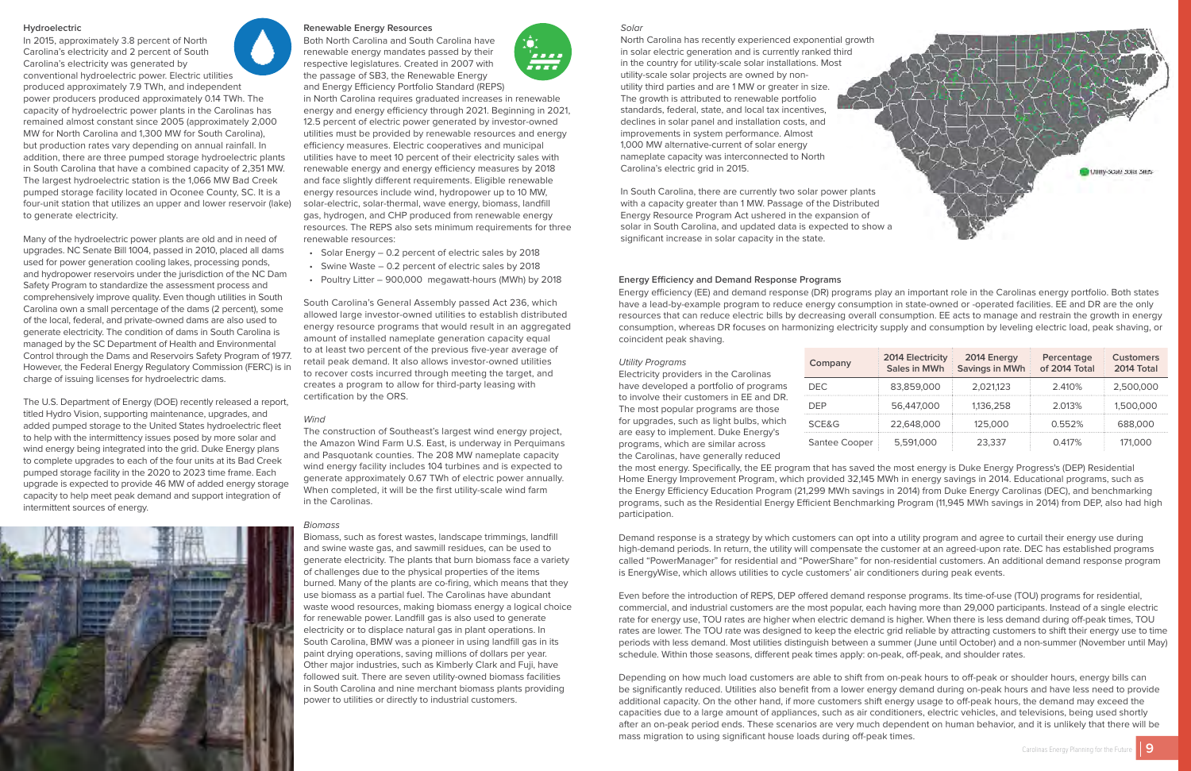### Hydroelectric

In 2015, approximately 3.8 percent of North Carolina's electricity and 2 percent of South Carolina's electricity was generated by conventional hydroelectric power. Electric utilities produced approximately 7.9 TWh, and independent power producers produced approximately 0.14 TWh. The capacity of hydroelectric power plants in the Carolinas has remained almost constant since 2005 (approximately 2,000 MW for North Carolina and 1,300 MW for South Carolina), but production rates vary depending on annual rainfall. In addition, there are three pumped storage hydroelectric plants in South Carolina that have a combined capacity of 2,351 MW. The largest hydroelectric station is the 1,066 MW Bad Creek pumped storage facility located in Oconee County, SC. It is a four-unit station that utilizes an upper and lower reservoir (lake) to generate electricity.

Many of the hydroelectric power plants are old and in need of upgrades. NC Senate Bill 1004, passed in 2010, placed all dams used for power generation cooling lakes, processing ponds, and hydropower reservoirs under the jurisdiction of the NC Dam Safety Program to standardize the assessment process and comprehensively improve quality. Even though utilities in South Carolina own a small percentage of the dams (2 percent), some of the local, federal, and private-owned dams are also used to generate electricity. The condition of dams in South Carolina is managed by the SC Department of Health and Environmental Control through the Dams and Reservoirs Safety Program of 1977. However, the Federal Energy Regulatory Commission (FERC) is in charge of issuing licenses for hydroelectric dams.

The U.S. Department of Energy (DOE) recently released a report, titled Hydro Vision, supporting maintenance, upgrades, and added pumped storage to the United States hydroelectric fleet to help with the intermittency issues posed by more solar and wind energy being integrated into the grid. Duke Energy plans to complete upgrades to each of the four units at its Bad Creek pumped storage facility in the 2020 to 2023 time frame. Each upgrade is expected to provide 46 MW of added energy storage capacity to help meet peak demand and support integration of intermittent sources of energy.

### Renewable Energy Resources

Both North Carolina and South Carolina have renewable energy mandates passed by their respective legislatures. Created in 2007 with the passage of SB3, the Renewable Energy and Energy Efficiency Portfolio Standard (REPS) in North Carolina requires graduated increases in renewable energy and energy efficiency through 2021. Beginning in 2021, 12.5 percent of electric power generated by investor-owned utilities must be provided by renewable resources and energy efficiency measures. Electric cooperatives and municipal utilities have to meet 10 percent of their electricity sales with renewable energy and energy efficiency measures by 2018 and face slightly different requirements. Eligible renewable energy resources include wind, hydropower up to 10 MW, solar-electric, solar-thermal, wave energy, biomass, landfill gas, hydrogen, and CHP produced from renewable energy resources. The REPS also sets minimum requirements for three renewable resources:

- Solar Energy – 0.2 percent of electric sales by 2018
- Swine Waste – 0.2 percent of electric sales by 2018
- Poultry Litter – 900,000 megawatt-hours (MWh) by 2018

South Carolina's General Assembly passed Act 236, which allowed large investor-owned utilities to establish distributed energy resource programs that would result in an aggregated amount of installed nameplate generation capacity equal to at least two percent of the previous five-year average of retail peak demand. It also allows investor-owned utilities to recover costs incurred through meeting the target, and creates a program to allow for third-party leasing with certification by the ORS.

#### *Wind*

The construction of Southeast's largest wind energy project, the Amazon Wind Farm U.S. East, is underway in Perquimans and Pasquotank counties. The 208 MW nameplate capacity wind energy facility includes 104 turbines and is expected to generate approximately 0.67 TWh of electric power annually. When completed, it will be the first utility-scale wind farm in the Carolinas.

#### *Biomass*

Biomass, such as forest wastes, landscape trimmings, landfill and swine waste gas, and sawmill residues, can be used to generate electricity. The plants that burn biomass face a variety of challenges due to the physical properties of the items burned. Many of the plants are co-firing, which means that they use biomass as a partial fuel. The Carolinas have abundant waste wood resources, making biomass energy a logical choice for renewable power. Landfill gas is also used to generate electricity or to displace natural gas in plant operations. In South Carolina, BMW was a pioneer in using landfill gas in its paint drying operations, saving millions of dollars per year. Other major industries, such as Kimberly Clark and Fuji, have followed suit. There are seven utility-owned biomass facilities in South Carolina and nine merchant biomass plants providing power to utilities or directly to industrial customers.

#### *Solar*

North Carolina has recently experienced exponential growth in solar electric generation and is currently ranked third in the country for utility-scale solar installations. Most utility-scale solar projects are owned by non-utility third parties and are 1 MW or greater in size. The growth is attributed to renewable portfolio standards, federal, state, and local tax incentives, declines in solar panel and installation costs, and improvements in system performance. Almost 1,000 MW alternative-current of solar energy nameplate capacity was interconnected to North Carolina's electric grid in 2015.

Utility-Scale Solar Sites

In South Carolina, there are currently two solar power plants with a capacity greater than 1 MW. Passage of the Distributed Energy Resource Program Act ushered in the expansion of solar in South Carolina, and updated data is expected to show a significant increase in solar capacity in the state.

### Energy Efficiency and Demand Response Programs

Energy efficiency (EE) and demand response (DR) programs play an important role in the Carolinas energy portfolio. Both states have a lead-by-example program to reduce energy consumption in state-owned or -operated facilities. EE and DR are the only resources that can reduce electric bills by decreasing overall consumption. EE acts to manage and restrain the growth in energy consumption, whereas DR focuses on harmonizing electricity supply and consumption by leveling electric load, peak shaving, or coincident peak shaving.

#### *Utility Programs*

Electricity providers in the Carolinas have developed a portfolio of programs to involve their customers in EE and DR. The most popular programs are those for upgrades, such as light bulbs, which are easy to implement. Duke Energy's programs, which are similar across the Carolinas, have generally reduced the most energy. Specifically, the EE program that has saved the most energy is Duke Energy Progress's (DEP) Residential Home Energy Improvement Program, which provided 32,145 MWh in energy savings in 2014. Educational programs, such as the Energy Efficiency Education Program (21,299 MWh savings in 2014) from Duke Energy Carolinas (DEC), and benchmarking programs, such as the Residential Energy Efficient Benchmarking Program (11,945 MWh savings in 2014) from DEP, also had high participation.

| Company | 2014 Electricity Sales in MWh | 2014 Energy Savings in MWh | Percentage of 2014 Total | Customers 2014 Total |
|---|---|---|---|---|
| DEC | 83,859,000 | 2,021,123 | 2.410% | 2,500,000 |
| DEP | 56,447,000 | 1,136,258 | 2.013% | 1,500,000 |
| SCE&G | 22,648,000 | 125,000 | 0.552% | 688,000 |
| Santee Cooper | 5,591,000 | 23,337 | 0.417% | 171,000 |

Demand response is a strategy by which customers can opt into a utility program and agree to curtail their energy use during high-demand periods. In return, the utility will compensate the customer at an agreed-upon rate. DEC has established programs called "PowerManager" for residential and "PowerShare" for non-residential customers. An additional demand response program is EnergyWise, which allows utilities to cycle customers' air conditioners during peak events.

Even before the introduction of REPS, DEP offered demand response programs. Its time-of-use (TOU) programs for residential, commercial, and industrial customers are the most popular, each having more than 29,000 participants. Instead of a single electric rate for energy use, TOU rates are higher when electric demand is higher. When there is less demand during off-peak times, TOU rates are lower. The TOU rate was designed to keep the electric grid reliable by attracting customers to shift their energy use to time periods with less demand. Most utilities distinguish between a summer (June until October) and a non-summer (November until May) schedule. Within those seasons, different peak times apply: on-peak, off-peak, and shoulder rates.

Depending on how much load customers are able to shift from on-peak hours to off-peak or shoulder hours, energy bills can be significantly reduced. Utilities also benefit from a lower energy demand during on-peak hours and have less need to provide additional capacity. On the other hand, if more customers shift energy usage to off-peak hours, the demand may exceed the capacities due to a large amount of appliances, such as air conditioners, electric vehicles, and televisions, being used shortly after an on-peak period ends. These scenarios are very much dependent on human behavior, and it is unlikely that there will be mass migration to using significant house loads during off-peak times.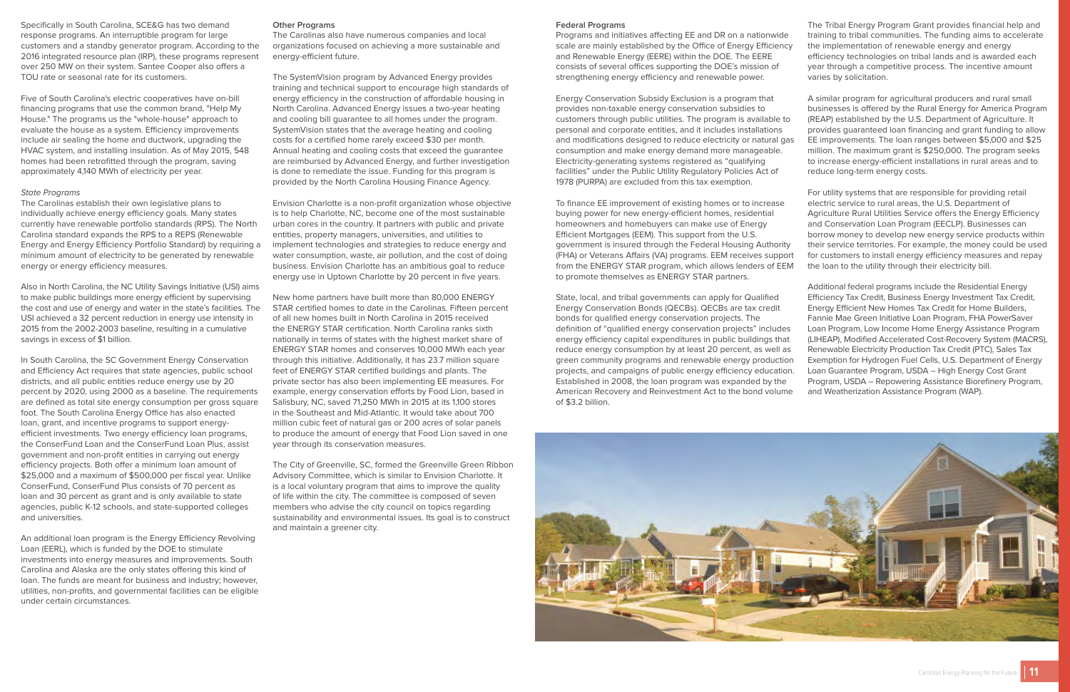Specifically in South Carolina, SCE&G has two demand response programs. An interruptible program for large customers and a standby generator program. According to the 2016 integrated resource plan (IRP), these programs represent over 250 MW on their system. Santee Cooper also offers a TOU rate or seasonal rate for its customers.

Five of South Carolina's electric cooperatives have on-bill financing programs that use the common brand, "Help My House." The programs us the "whole-house" approach to evaluate the house as a system. Efficiency improvements include air sealing the home and ductwork, upgrading the HVAC system, and installing insulation. As of May 2015, 548 homes had been retrofitted through the program, saving approximately 4,140 MWh of electricity per year.

*State Programs*

The Carolinas establish their own legislative plans to individually achieve energy efficiency goals. Many states currently have renewable portfolio standards (RPS). The North Carolina standard expands the RPS to a REPS (Renewable Energy and Energy Efficiency Portfolio Standard) by requiring a minimum amount of electricity to be generated by renewable energy or energy efficiency measures.

Also in North Carolina, the NC Utility Savings Initiative (USI) aims to make public buildings more energy efficient by supervising the cost and use of energy and water in the state's facilities. The USI achieved a 32 percent reduction in energy use intensity in 2015 from the 2002-2003 baseline, resulting in a cumulative savings in excess of $1 billion.

In South Carolina, the SC Government Energy Conservation and Efficiency Act requires that state agencies, public school districts, and all public entities reduce energy use by 20 percent by 2020, using 2000 as a baseline. The requirements are defined as total site energy consumption per gross square foot. The South Carolina Energy Office has also enacted loan, grant, and incentive programs to support energy-efficient investments. Two energy efficiency loan programs, the ConserFund Loan and the ConserFund Loan Plus, assist government and non-profit entities in carrying out energy efficiency projects. Both offer a minimum loan amount of $25,000 and a maximum of $500,000 per fiscal year. Unlike ConserFund, ConserFund Plus consists of 70 percent as loan and 30 percent as grant and is only available to state agencies, public K-12 schools, and state-supported colleges and universities.

An additional loan program is the Energy Efficiency Revolving Loan (EERL), which is funded by the DOE to stimulate investments into energy measures and improvements. South Carolina and Alaska are the only states offering this kind of loan. The funds are meant for business and industry; however, utilities, non-profits, and governmental facilities can be eligible under certain circumstances.

**Other Programs**

The Carolinas also have numerous companies and local organizations focused on achieving a more sustainable and energy-efficient future.

The SystemVision program by Advanced Energy provides training and technical support to encourage high standards of energy efficiency in the construction of affordable housing in North Carolina. Advanced Energy issues a two-year heating and cooling bill guarantee to all homes under the program. SystemVision states that the average heating and cooling costs for a certified home rarely exceed $30 per month. Annual heating and cooling costs that exceed the guarantee are reimbursed by Advanced Energy, and further investigation is done to remediate the issue. Funding for this program is provided by the North Carolina Housing Finance Agency.

Envision Charlotte is a non-profit organization whose objective is to help Charlotte, NC, become one of the most sustainable urban cores in the country. It partners with public and private entities, property managers, universities, and utilities to implement technologies and strategies to reduce energy and water consumption, waste, air pollution, and the cost of doing business. Envision Charlotte has an ambitious goal to reduce energy use in Uptown Charlotte by 20 percent in five years.

New home partners have built more than 80,000 ENERGY STAR certified homes to date in the Carolinas. Fifteen percent of all new homes built in North Carolina in 2015 received the ENERGY STAR certification. North Carolina ranks sixth nationally in terms of states with the highest market share of ENERGY STAR homes and conserves 10,000 MWh each year through this initiative. Additionally, it has 23.7 million square feet of ENERGY STAR certified buildings and plants. The private sector has also been implementing EE measures. For example, energy conservation efforts by Food Lion, based in Salisbury, NC, saved 71,250 MWh in 2015 at its 1,100 stores in the Southeast and Mid-Atlantic. It would take about 700 million cubic feet of natural gas or 200 acres of solar panels to produce the amount of energy that Food Lion saved in one year through its conservation measures.

The City of Greenville, SC, formed the Greenville Green Ribbon Advisory Committee, which is similar to Envision Charlotte. It is a local voluntary program that aims to improve the quality of life within the city. The committee is composed of seven members who advise the city council on topics regarding sustainability and environmental issues. Its goal is to construct and maintain a greener city.

**Federal Programs**

Programs and initiatives affecting EE and DR on a nationwide scale are mainly established by the Office of Energy Efficiency and Renewable Energy (EERE) within the DOE. The EERE consists of several offices supporting the DOE's mission of strengthening energy efficiency and renewable power.

Energy Conservation Subsidy Exclusion is a program that provides non-taxable energy conservation subsidies to customers through public utilities. The program is available to personal and corporate entities, and it includes installations and modifications designed to reduce electricity or natural gas consumption and make energy demand more manageable. Electricity-generating systems registered as "qualifying facilities" under the Public Utility Regulatory Policies Act of 1978 (PURPA) are excluded from this tax exemption.

To finance EE improvement of existing homes or to increase buying power for new energy-efficient homes, residential homeowners and homebuyers can make use of Energy Efficient Mortgages (EEM). This support from the U.S. government is insured through the Federal Housing Authority (FHA) or Veterans Affairs (VA) programs. EEM receives support from the ENERGY STAR program, which allows lenders of EEM to promote themselves as ENERGY STAR partners.

State, local, and tribal governments can apply for Qualified Energy Conservation Bonds (QECBs). QECBs are tax credit bonds for qualified energy conservation projects. The definition of "qualified energy conservation projects" includes energy efficiency capital expenditures in public buildings that reduce energy consumption by at least 20 percent, as well as green community programs and renewable energy production projects, and campaigns of public energy efficiency education. Established in 2008, the loan program was expanded by the American Recovery and Reinvestment Act to the bond volume of $3.2 billion.

The Tribal Energy Program Grant provides financial help and training to tribal communities. The funding aims to accelerate the implementation of renewable energy and energy efficiency technologies on tribal lands and is awarded each year through a competitive process. The incentive amount varies by solicitation.

A similar program for agricultural producers and rural small businesses is offered by the Rural Energy for America Program (REAP) established by the U.S. Department of Agriculture. It provides guaranteed loan financing and grant funding to allow EE improvements. The loan ranges between $5,000 and $25 million. The maximum grant is $250,000. The program seeks to increase energy-efficient installations in rural areas and to reduce long-term energy costs.

For utility systems that are responsible for providing retail electric service to rural areas, the U.S. Department of Agriculture Rural Utilities Service offers the Energy Efficiency and Conservation Loan Program (EECLP). Businesses can borrow money to develop new energy service products within their service territories. For example, the money could be used for customers to install energy efficiency measures and repay the loan to the utility through their electricity bill.

Additional federal programs include the Residential Energy Efficiency Tax Credit, Business Energy Investment Tax Credit, Energy Efficient New Homes Tax Credit for Home Builders, Fannie Mae Green Initiative Loan Program, FHA PowerSaver Loan Program, Low Income Home Energy Assistance Program (LIHEAP), Modified Accelerated Cost-Recovery System (MACRS), Renewable Electricity Production Tax Credit (PTC), Sales Tax Exemption for Hydrogen Fuel Cells, U.S. Department of Energy Loan Guarantee Program, USDA – High Energy Cost Grant Program, USDA – Repowering Assistance Biorefinery Program, and Weatherization Assistance Program (WAP).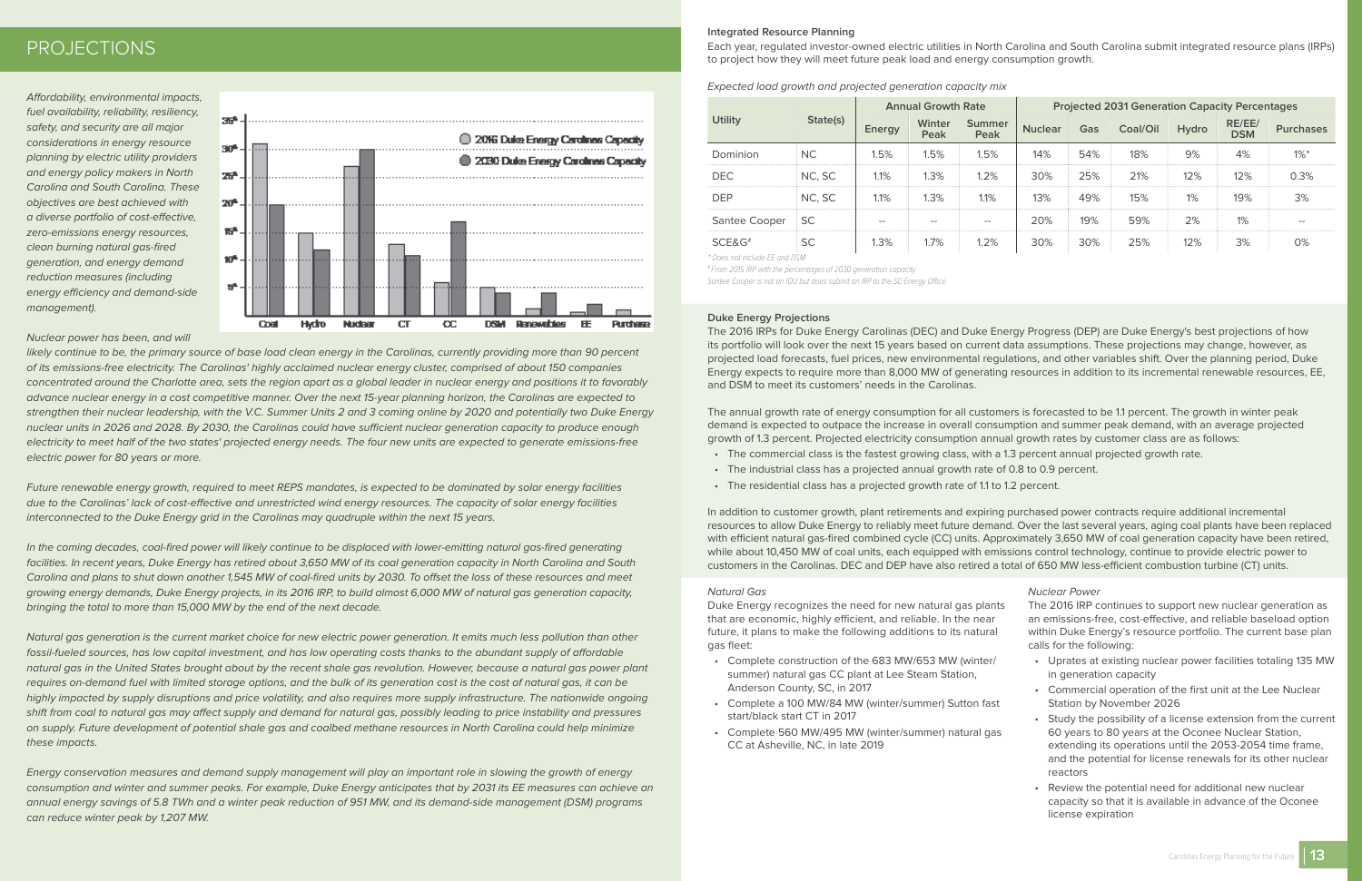# PROJECTIONS

*Affordability, environmental impacts, fuel availability, reliability, resiliency, safety, and security are all major considerations in energy resource planning by electric utility providers and energy policy makers in North Carolina and South Carolina. These objectives are best achieved with a diverse portfolio of cost-effective, zero-emissions energy resources, clean burning natural gas-fired generation, and energy demand reduction measures (including energy efficiency and demand-side management).*

*Nuclear power has been, and will likely continue to be, the primary source of base load clean energy in the Carolinas, currently providing more than 90 percent of its emissions-free electricity. The Carolinas' highly acclaimed nuclear energy cluster, comprised of about 150 companies concentrated around the Charlotte area, sets the region apart as a global leader in nuclear energy and positions it to favorably advance nuclear energy in a cost competitive manner. Over the next 15-year planning horizon, the Carolinas are expected to strengthen their nuclear leadership, with the V.C. Summer Units 2 and 3 coming online by 2020 and potentially two Duke Energy nuclear units in 2026 and 2028. By 2030, the Carolinas could have sufficient nuclear generation capacity to produce enough electricity to meet half of the two states' projected energy needs. The four new units are expected to generate emissions-free electric power for 80 years or more.*

*Future renewable energy growth, required to meet REPS mandates, is expected to be dominated by solar energy facilities due to the Carolinas' lack of cost-effective and unrestricted wind energy resources. The capacity of solar energy facilities interconnected to the Duke Energy grid in the Carolinas may quadruple within the next 15 years.*

*In the coming decades, coal-fired power will likely continue to be displaced with lower-emitting natural gas-fired generating facilities. In recent years, Duke Energy has retired about 3,650 MW of its coal generation capacity in North Carolina and South Carolina and plans to shut down another 1,545 MW of coal-fired units by 2030. To offset the loss of these resources and meet growing energy demands, Duke Energy projects, in its 2016 IRP, to build almost 6,000 MW of natural gas generation capacity, bringing the total to more than 15,000 MW by the end of the next decade.*

*Natural gas generation is the current market choice for new electric power generation. It emits much less pollution than other fossil-fueled sources, has low capital investment, and has low operating costs thanks to the abundant supply of affordable natural gas in the United States brought about by the recent shale gas revolution. However, because a natural gas power plant requires on-demand fuel with limited storage options, and the bulk of its generation cost is the cost of natural gas, it can be highly impacted by supply disruptions and price volatility, and also requires more supply infrastructure. The nationwide ongoing shift from coal to natural gas may affect supply and demand for natural gas, possibly leading to price instability and pressures on supply. Future development of potential shale gas and coalbed methane resources in North Carolina could help minimize these impacts.*

*Energy conservation measures and demand supply management will play an important role in slowing the growth of energy consumption and winter and summer peaks. For example, Duke Energy anticipates that by 2031 its EE measures can achieve an annual energy savings of 5.8 TWh and a winter peak reduction of 951 MW, and its demand-side management (DSM) programs can reduce winter peak by 1,207 MW.*

## Integrated Resource Planning

Each year, regulated investor-owned electric utilities in North Carolina and South Carolina submit integrated resource plans (IRPs) to project how they will meet future peak load and energy consumption growth.

*Expected load growth and projected generation capacity mix*

| Utility | State(s) | Annual Growth Rate | | | Projected 2031 Generation Capacity Percentages | | | | | |
|---|---|---|---|---|---|---|---|---|---|---|
| | | Energy | Winter Peak | Summer Peak | Nuclear | Gas | Coal/Oil | Hydro | RE/EE/DSM | Purchases |
| Dominion | NC | 1.5% | 1.5% | 1.5% | 14% | 54% | 18% | 9% | 4% | 1%* |
| DEC | NC, SC | 1.1% | 1.3% | 1.2% | 30% | 25% | 21% | 12% | 12% | 0.3% |
| DEP | NC, SC | 1.1% | 1.3% | 1.1% | 13% | 49% | 15% | 1% | 19% | 3% |
| Santee Cooper | SC | -- | -- | -- | 20% | 19% | 59% | 2% | 1% | -- |
| SCE&G# | SC | 1.3% | 1.7% | 1.2% | 30% | 30% | 25% | 12% | 3% | 0% |

\* Does not include EE and DSM

\# From 2015 IRP with the percentages of 2030 generation capacity

Santee Cooper is not an IOU but does submit an IRP to the SC Energy Office

## Duke Energy Projections

The 2016 IRPs for Duke Energy Carolinas (DEC) and Duke Energy Progress (DEP) are Duke Energy's best projections of how its portfolio will look over the next 15 years based on current data assumptions. These projections may change, however, as projected load forecasts, fuel prices, new environmental regulations, and other variables shift. Over the planning period, Duke Energy expects to require more than 8,000 MW of generating resources in addition to its incremental renewable resources, EE, and DSM to meet its customers' needs in the Carolinas.

The annual growth rate of energy consumption for all customers is forecasted to be 1.1 percent. The growth in winter peak demand is expected to outpace the increase in overall consumption and summer peak demand, with an average projected growth of 1.3 percent. Projected electricity consumption annual growth rates by customer class are as follows:

- The commercial class is the fastest growing class, with a 1.3 percent annual projected growth rate.
- The industrial class has a projected annual growth rate of 0.8 to 0.9 percent.
- The residential class has a projected growth rate of 1.1 to 1.2 percent.

In addition to customer growth, plant retirements and expiring purchased power contracts require additional incremental resources to allow Duke Energy to reliably meet future demand. Over the last several years, aging coal plants have been replaced with efficient natural gas-fired combined cycle (CC) units. Approximately 3,650 MW of coal generation capacity have been retired, while about 10,450 MW of coal units, each equipped with emissions control technology, continue to provide electric power to customers in the Carolinas. DEC and DEP have also retired a total of 650 MW less-efficient combustion turbine (CT) units.

### *Natural Gas*

Duke Energy recognizes the need for new natural gas plants that are economic, highly efficient, and reliable. In the near future, it plans to make the following additions to its natural gas fleet:

- Complete construction of the 683 MW/653 MW (winter/summer) natural gas CC plant at Lee Steam Station, Anderson County, SC, in 2017
- Complete a 100 MW/84 MW (winter/summer) Sutton fast start/black start CT in 2017
- Complete 560 MW/495 MW (winter/summer) natural gas CC at Asheville, NC, in late 2019

### *Nuclear Power*

The 2016 IRP continues to support new nuclear generation as an emissions-free, cost-effective, and reliable baseload option within Duke Energy's resource portfolio. The current base plan calls for the following:

- Uprates at existing nuclear power facilities totaling 135 MW in generation capacity
- Commercial operation of the first unit at the Lee Nuclear Station by November 2026
- Study the possibility of a license extension from the current 60 years to 80 years at the Oconee Nuclear Station, extending its operations until the 2053-2054 time frame, and the potential for license renewals for its other nuclear reactors
- Review the potential need for additional new nuclear capacity so that it is available in advance of the Oconee license expiration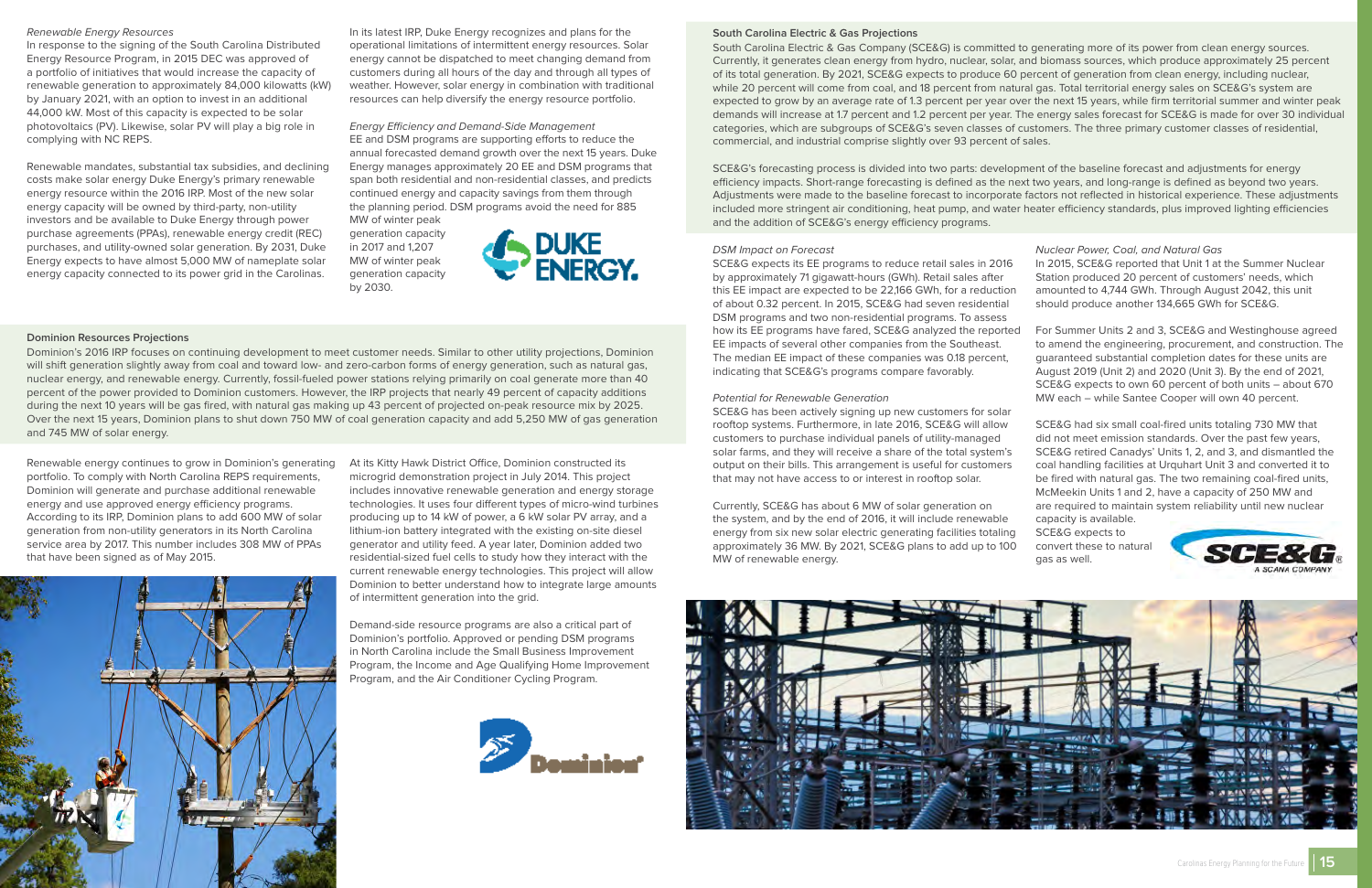*Renewable Energy Resources*

In response to the signing of the South Carolina Distributed Energy Resource Program, in 2015 DEC was approved of a portfolio of initiatives that would increase the capacity of renewable generation to approximately 84,000 kilowatts (kW) by January 2021, with an option to invest in an additional 44,000 kW. Most of this capacity is expected to be solar photovoltaics (PV). Likewise, solar PV will play a big role in complying with NC REPS.

Renewable mandates, substantial tax subsidies, and declining costs make solar energy Duke Energy's primary renewable energy resource within the 2016 IRP. Most of the new solar energy capacity will be owned by third-party, non-utility investors and be available to Duke Energy through power purchase agreements (PPAs), renewable energy credit (REC) purchases, and utility-owned solar generation. By 2031, Duke Energy expects to have almost 5,000 MW of nameplate solar energy capacity connected to its power grid in the Carolinas.

In its latest IRP, Duke Energy recognizes and plans for the operational limitations of intermittent energy resources. Solar energy cannot be dispatched to meet changing demand from customers during all hours of the day and through all types of weather. However, solar energy in combination with traditional resources can help diversify the energy resource portfolio.

*Energy Efficiency and Demand-Side Management*

EE and DSM programs are supporting efforts to reduce the annual forecasted demand growth over the next 15 years. Duke Energy manages approximately 20 EE and DSM programs that span both residential and non-residential classes, and predicts continued energy and capacity savings from them through the planning period. DSM programs avoid the need for 885 MW of winter peak generation capacity in 2017 and 1,207 MW of winter peak generation capacity by 2030.

### Dominion Resources Projections

Dominion's 2016 IRP focuses on continuing development to meet customer needs. Similar to other utility projections, Dominion will shift generation slightly away from coal and toward low- and zero-carbon forms of energy generation, such as natural gas, nuclear energy, and renewable energy. Currently, fossil-fueled power stations relying primarily on coal generate more than 40 percent of the power provided to Dominion customers. However, the IRP projects that nearly 49 percent of capacity additions during the next 10 years will be gas fired, with natural gas making up 43 percent of projected on-peak resource mix by 2025. Over the next 15 years, Dominion plans to shut down 750 MW of coal generation capacity and add 5,250 MW of gas generation and 745 MW of solar energy.

Renewable energy continues to grow in Dominion's generating portfolio. To comply with North Carolina REPS requirements, Dominion will generate and purchase additional renewable energy and use approved energy efficiency programs. According to its IRP, Dominion plans to add 600 MW of solar generation from non-utility generators in its North Carolina service area by 2017. This number includes 308 MW of PPAs that have been signed as of May 2015.

At its Kitty Hawk District Office, Dominion constructed its microgrid demonstration project in July 2014. This project includes innovative renewable generation and energy storage technologies. It uses four different types of micro-wind turbines producing up to 14 kW of power, a 6 kW solar PV array, and a lithium-ion battery integrated with the existing on-site diesel generator and utility feed. A year later, Dominion added two residential-sized fuel cells to study how they interact with the current renewable energy technologies. This project will allow Dominion to better understand how to integrate large amounts of intermittent generation into the grid.

Demand-side resource programs are also a critical part of Dominion's portfolio. Approved or pending DSM programs in North Carolina include the Small Business Improvement Program, the Income and Age Qualifying Home Improvement Program, and the Air Conditioner Cycling Program.

### South Carolina Electric & Gas Projections

South Carolina Electric & Gas Company (SCE&G) is committed to generating more of its power from clean energy sources. Currently, it generates clean energy from hydro, nuclear, solar, and biomass sources, which produce approximately 25 percent of its total generation. By 2021, SCE&G expects to produce 60 percent of generation from clean energy, including nuclear, while 20 percent will come from coal, and 18 percent from natural gas. Total territorial energy sales on SCE&G's system are expected to grow by an average rate of 1.3 percent per year over the next 15 years, while firm territorial summer and winter peak demands will increase at 1.7 percent and 1.2 percent per year. The energy sales forecast for SCE&G is made for over 30 individual categories, which are subgroups of SCE&G's seven classes of customers. The three primary customer classes of residential, commercial, and industrial comprise slightly over 93 percent of sales.

SCE&G's forecasting process is divided into two parts: development of the baseline forecast and adjustments for energy efficiency impacts. Short-range forecasting is defined as the next two years, and long-range is defined as beyond two years. Adjustments were made to the baseline forecast to incorporate factors not reflected in historical experience. These adjustments included more stringent air conditioning, heat pump, and water heater efficiency standards, plus improved lighting efficiencies and the addition of SCE&G's energy efficiency programs.

*DSM Impact on Forecast*

SCE&G expects its EE programs to reduce retail sales in 2016 by approximately 71 gigawatt-hours (GWh). Retail sales after this EE impact are expected to be 22,166 GWh, for a reduction of about 0.32 percent. In 2015, SCE&G had seven residential DSM programs and two non-residential programs. To assess how its EE programs have fared, SCE&G analyzed the reported EE impacts of several other companies from the Southeast. The median EE impact of these companies was 0.18 percent, indicating that SCE&G's programs compare favorably.

*Potential for Renewable Generation*

SCE&G has been actively signing up new customers for solar rooftop systems. Furthermore, in late 2016, SCE&G will allow customers to purchase individual panels of utility-managed solar farms, and they will receive a share of the total system's output on their bills. This arrangement is useful for customers that may not have access to or interest in rooftop solar.

Currently, SCE&G has about 6 MW of solar generation on the system, and by the end of 2016, it will include renewable energy from six new solar electric generating facilities totaling approximately 36 MW. By 2021, SCE&G plans to add up to 100 MW of renewable energy.

*Nuclear Power, Coal, and Natural Gas*

In 2015, SCE&G reported that Unit 1 at the Summer Nuclear Station produced 20 percent of customers' needs, which amounted to 4,744 GWh. Through August 2042, this unit should produce another 134,665 GWh for SCE&G.

For Summer Units 2 and 3, SCE&G and Westinghouse agreed to amend the engineering, procurement, and construction. The guaranteed substantial completion dates for these units are August 2019 (Unit 2) and 2020 (Unit 3). By the end of 2021, SCE&G expects to own 60 percent of both units – about 670 MW each – while Santee Cooper will own 40 percent.

SCE&G had six small coal-fired units totaling 730 MW that did not meet emission standards. Over the past few years, SCE&G retired Canadys' Units 1, 2, and 3, and dismantled the coal handling facilities at Urquhart Unit 3 and converted it to be fired with natural gas. The two remaining coal-fired units, McMeekin Units 1 and 2, have a capacity of 250 MW and are required to maintain system reliability until new nuclear capacity is available. SCE&G expects to convert these to natural gas as well.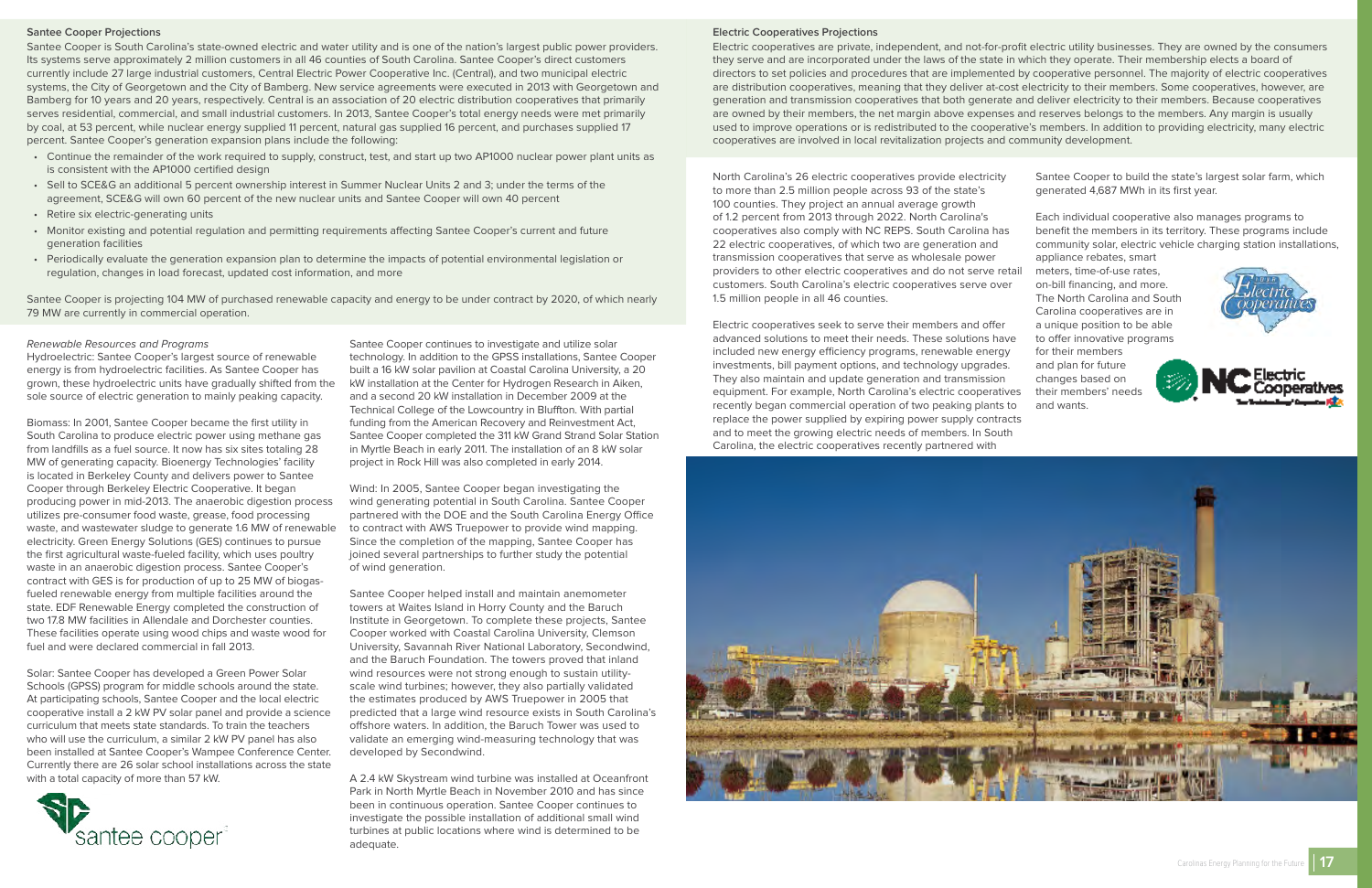## Santee Cooper Projections

Santee Cooper is South Carolina's state-owned electric and water utility and is one of the nation's largest public power providers. Its systems serve approximately 2 million customers in all 46 counties of South Carolina. Santee Cooper's direct customers currently include 27 large industrial customers, Central Electric Power Cooperative Inc. (Central), and two municipal electric systems, the City of Georgetown and the City of Bamberg. New service agreements were executed in 2013 with Georgetown and Bamberg for 10 years and 20 years, respectively. Central is an association of 20 electric distribution cooperatives that primarily serves residential, commercial, and small industrial customers. In 2013, Santee Cooper's total energy needs were met primarily by coal, at 53 percent, while nuclear energy supplied 11 percent, natural gas supplied 16 percent, and purchases supplied 17 percent. Santee Cooper's generation expansion plans include the following:

- Continue the remainder of the work required to supply, construct, test, and start up two AP1000 nuclear power plant units as is consistent with the AP1000 certified design
- Sell to SCE&G an additional 5 percent ownership interest in Summer Nuclear Units 2 and 3; under the terms of the agreement, SCE&G will own 60 percent of the new nuclear units and Santee Cooper will own 40 percent
- Retire six electric-generating units
- Monitor existing and potential regulation and permitting requirements affecting Santee Cooper's current and future generation facilities
- Periodically evaluate the generation expansion plan to determine the impacts of potential environmental legislation or regulation, changes in load forecast, updated cost information, and more

Santee Cooper is projecting 104 MW of purchased renewable capacity and energy to be under contract by 2020, of which nearly 79 MW are currently in commercial operation.

### *Renewable Resources and Programs*

Hydroelectric: Santee Cooper's largest source of renewable energy is from hydroelectric facilities. As Santee Cooper has grown, these hydroelectric units have gradually shifted from the sole source of electric generation to mainly peaking capacity.

Biomass: In 2001, Santee Cooper became the first utility in South Carolina to produce electric power using methane gas from landfills as a fuel source. It now has six sites totaling 28 MW of generating capacity. Bioenergy Technologies' facility is located in Berkeley County and delivers power to Santee Cooper through Berkeley Electric Cooperative. It began producing power in mid-2013. The anaerobic digestion process utilizes pre-consumer food waste, grease, food processing waste, and wastewater sludge to generate 1.6 MW of renewable electricity. Green Energy Solutions (GES) continues to pursue the first agricultural waste-fueled facility, which uses poultry waste in an anaerobic digestion process. Santee Cooper's contract with GES is for production of up to 25 MW of biogas-fueled renewable energy from multiple facilities around the state. EDF Renewable Energy completed the construction of two 17.8 MW facilities in Allendale and Dorchester counties. These facilities operate using wood chips and waste wood for fuel and were declared commercial in fall 2013.

Solar: Santee Cooper has developed a Green Power Solar Schools (GPSS) program for middle schools around the state. At participating schools, Santee Cooper and the local electric cooperative install a 2 kW PV solar panel and provide a science curriculum that meets state standards. To train the teachers who will use the curriculum, a similar 2 kW PV panel has also been installed at Santee Cooper's Wampee Conference Center. Currently there are 26 solar school installations across the state with a total capacity of more than 57 kW.

Santee Cooper continues to investigate and utilize solar technology. In addition to the GPSS installations, Santee Cooper built a 16 kW solar pavilion at Coastal Carolina University, a 20 kW installation at the Center for Hydrogen Research in Aiken, and a second 20 kW installation in December 2009 at the Technical College of the Lowcountry in Bluffton. With partial funding from the American Recovery and Reinvestment Act, Santee Cooper completed the 311 kW Grand Strand Solar Station in Myrtle Beach in early 2011. The installation of an 8 kW solar project in Rock Hill was also completed in early 2014.

Wind: In 2005, Santee Cooper began investigating the wind generating potential in South Carolina. Santee Cooper partnered with the DOE and the South Carolina Energy Office to contract with AWS Truepower to provide wind mapping. Since the completion of the mapping, Santee Cooper has joined several partnerships to further study the potential of wind generation.

Santee Cooper helped install and maintain anemometer towers at Waites Island in Horry County and the Baruch Institute in Georgetown. To complete these projects, Santee Cooper worked with Coastal Carolina University, Clemson University, Savannah River National Laboratory, Secondwind, and the Baruch Foundation. The towers proved that inland wind resources were not strong enough to sustain utility-scale wind turbines; however, they also partially validated the estimates produced by AWS Truepower in 2005 that predicted that a large wind resource exists in South Carolina's offshore waters. In addition, the Baruch Tower was used to validate an emerging wind-measuring technology that was developed by Secondwind.

A 2.4 kW Skystream wind turbine was installed at Oceanfront Park in North Myrtle Beach in November 2010 and has since been in continuous operation. Santee Cooper continues to investigate the possible installation of additional small wind turbines at public locations where wind is determined to be adequate.

## Electric Cooperatives Projections

Electric cooperatives are private, independent, and not-for-profit electric utility businesses. They are owned by the consumers they serve and are incorporated under the laws of the state in which they operate. Their membership elects a board of directors to set policies and procedures that are implemented by cooperative personnel. The majority of electric cooperatives are distribution cooperatives, meaning that they deliver at-cost electricity to their members. Some cooperatives, however, are generation and transmission cooperatives that both generate and deliver electricity to their members. Because cooperatives are owned by their members, the net margin above expenses and reserves belongs to the members. Any margin is usually used to improve operations or is redistributed to the cooperative's members. In addition to providing electricity, many electric cooperatives are involved in local revitalization projects and community development.

North Carolina's 26 electric cooperatives provide electricity to more than 2.5 million people across 93 of the state's 100 counties. They project an annual average growth of 1.2 percent from 2013 through 2022. North Carolina's cooperatives also comply with NC REPS. South Carolina has 22 electric cooperatives, of which two are generation and transmission cooperatives that serve as wholesale power providers to other electric cooperatives and do not serve retail customers. South Carolina's electric cooperatives serve over 1.5 million people in all 46 counties.

Electric cooperatives seek to serve their members and offer advanced solutions to meet their needs. These solutions have included new energy efficiency programs, renewable energy investments, bill payment options, and technology upgrades. They also maintain and update generation and transmission equipment. For example, North Carolina's electric cooperatives recently began commercial operation of two peaking plants to replace the power supplied by expiring power supply contracts and to meet the growing electric needs of members. In South Carolina, the electric cooperatives recently partnered with Santee Cooper to build the state's largest solar farm, which generated 4,687 MWh in its first year.

Each individual cooperative also manages programs to benefit the members in its territory. These programs include community solar, electric vehicle charging station installations, appliance rebates, smart meters, time-of-use rates, on-bill financing, and more. The North Carolina and South Carolina cooperatives are in a unique position to be able to offer innovative programs for their members and plan for future changes based on their members' needs and wants.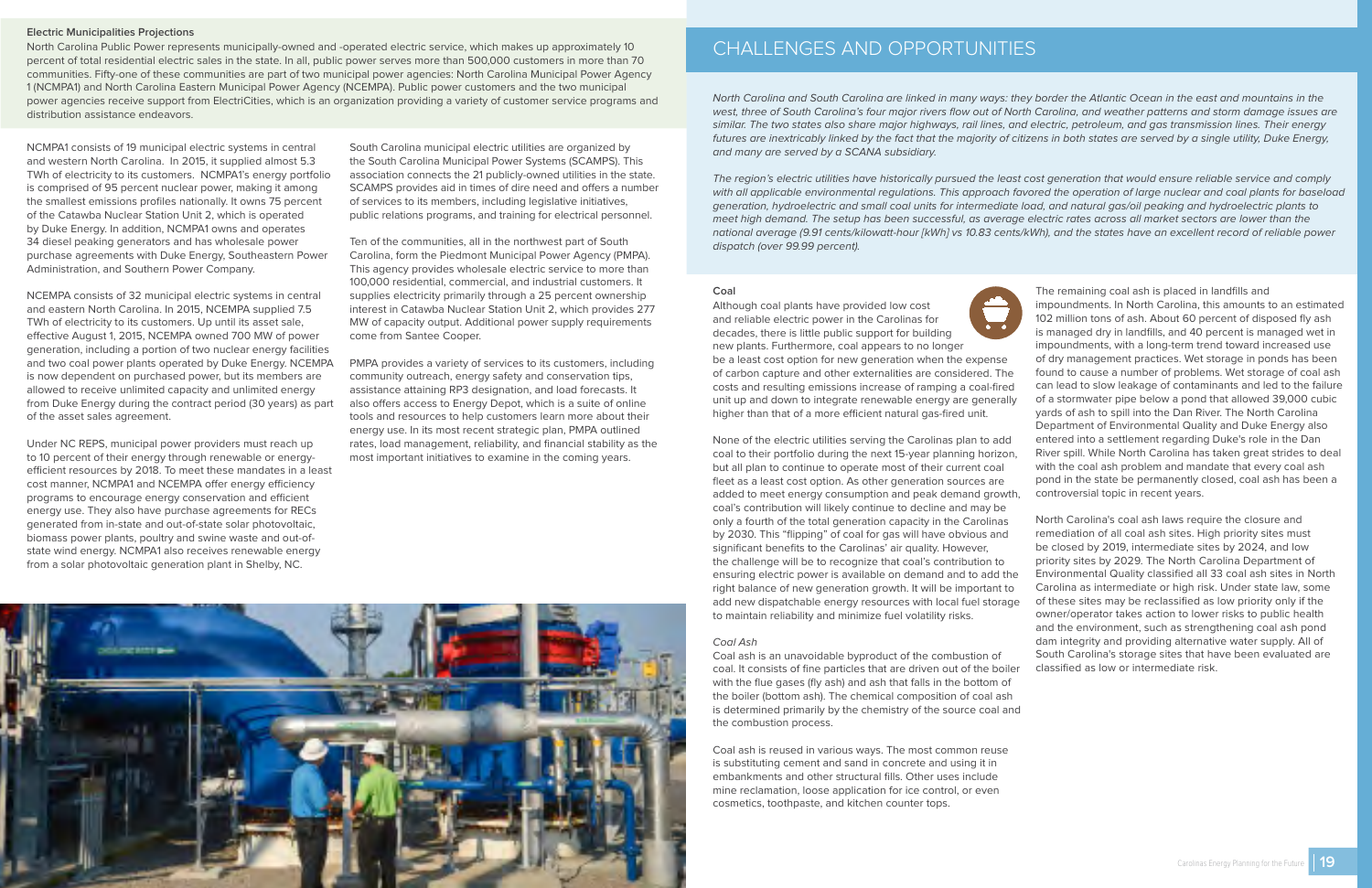### Electric Municipalities Projections

North Carolina Public Power represents municipally-owned and -operated electric service, which makes up approximately 10 percent of total residential electric sales in the state. In all, public power serves more than 500,000 customers in more than 70 communities. Fifty-one of these communities are part of two municipal power agencies: North Carolina Municipal Power Agency 1 (NCMPA1) and North Carolina Eastern Municipal Power Agency (NCEMPA). Public power customers and the two municipal power agencies receive support from ElectriCities, which is an organization providing a variety of customer service programs and distribution assistance endeavors.

NCMPA1 consists of 19 municipal electric systems in central and western North Carolina. In 2015, it supplied almost 5.3 TWh of electricity to its customers. NCMPA1's energy portfolio is comprised of 95 percent nuclear power, making it among the smallest emissions profiles nationally. It owns 75 percent of the Catawba Nuclear Station Unit 2, which is operated by Duke Energy. In addition, NCMPA1 owns and operates 34 diesel peaking generators and has wholesale power purchase agreements with Duke Energy, Southeastern Power Administration, and Southern Power Company.

NCEMPA consists of 32 municipal electric systems in central and eastern North Carolina. In 2015, NCEMPA supplied 7.5 TWh of electricity to its customers. Up until its asset sale, effective August 1, 2015, NCEMPA owned 700 MW of power generation, including a portion of two nuclear energy facilities and two coal power plants operated by Duke Energy. NCEMPA is now dependent on purchased power, but its members are allowed to receive unlimited capacity and unlimited energy from Duke Energy during the contract period (30 years) as part of the asset sales agreement.

Under NC REPS, municipal power providers must reach up to 10 percent of their energy through renewable or energy-efficient resources by 2018. To meet these mandates in a least cost manner, NCMPA1 and NCEMPA offer energy efficiency programs to encourage energy conservation and efficient energy use. They also have purchase agreements for RECs generated from in-state and out-of-state solar photovoltaic, biomass power plants, poultry and swine waste and out-of-state wind energy. NCMPA1 also receives renewable energy from a solar photovoltaic generation plant in Shelby, NC.

South Carolina municipal electric utilities are organized by the South Carolina Municipal Power Systems (SCAMPS). This association connects the 21 publicly-owned utilities in the state. SCAMPS provides aid in times of dire need and offers a number of services to its members, including legislative initiatives, public relations programs, and training for electrical personnel.

Ten of the communities, all in the northwest part of South Carolina, form the Piedmont Municipal Power Agency (PMPA). This agency provides wholesale electric service to more than 100,000 residential, commercial, and industrial customers. It supplies electricity primarily through a 25 percent ownership interest in Catawba Nuclear Station Unit 2, which provides 277 MW of capacity output. Additional power supply requirements come from Santee Cooper.

PMPA provides a variety of services to its customers, including community outreach, energy safety and conservation tips, assistance attaining RP3 designation, and load forecasts. It also offers access to Energy Depot, which is a suite of online tools and resources to help customers learn more about their energy use. In its most recent strategic plan, PMPA outlined rates, load management, reliability, and financial stability as the most important initiatives to examine in the coming years.

# CHALLENGES AND OPPORTUNITIES

*North Carolina and South Carolina are linked in many ways: they border the Atlantic Ocean in the east and mountains in the west, three of South Carolina's four major rivers flow out of North Carolina, and weather patterns and storm damage issues are similar. The two states also share major highways, rail lines, and electric, petroleum, and gas transmission lines. Their energy futures are inextricably linked by the fact that the majority of citizens in both states are served by a single utility, Duke Energy, and many are served by a SCANA subsidiary.*

*The region's electric utilities have historically pursued the least cost generation that would ensure reliable service and comply with all applicable environmental regulations. This approach favored the operation of large nuclear and coal plants for baseload generation, hydroelectric and small coal units for intermediate load, and natural gas/oil peaking and hydroelectric plants to meet high demand. The setup has been successful, as average electric rates across all market sectors are lower than the national average (9.91 cents/kilowatt-hour [kWh] vs 10.83 cents/kWh), and the states have an excellent record of reliable power dispatch (over 99.99 percent).*

### Coal

Although coal plants have provided low cost and reliable electric power in the Carolinas for decades, there is little public support for building new plants. Furthermore, coal appears to no longer be a least cost option for new generation when the expense of carbon capture and other externalities are considered. The costs and resulting emissions increase of ramping a coal-fired unit up and down to integrate renewable energy are generally higher than that of a more efficient natural gas-fired unit.

None of the electric utilities serving the Carolinas plan to add coal to their portfolio during the next 15-year planning horizon, but all plan to continue to operate most of their current coal fleet as a least cost option. As other generation sources are added to meet energy consumption and peak demand growth, coal's contribution will likely continue to decline and may be only a fourth of the total generation capacity in the Carolinas by 2030. This "flipping" of coal for gas will have obvious and significant benefits to the Carolinas' air quality. However, the challenge will be to recognize that coal's contribution to ensuring electric power is available on demand and to add the right balance of new generation growth. It will be important to add new dispatchable energy resources with local fuel storage to maintain reliability and minimize fuel volatility risks.

#### *Coal Ash*

Coal ash is an unavoidable byproduct of the combustion of coal. It consists of fine particles that are driven out of the boiler with the flue gases (fly ash) and ash that falls in the bottom of the boiler (bottom ash). The chemical composition of coal ash is determined primarily by the chemistry of the source coal and the combustion process.

Coal ash is reused in various ways. The most common reuse is substituting cement and sand in concrete and using it in embankments and other structural fills. Other uses include mine reclamation, loose application for ice control, or even cosmetics, toothpaste, and kitchen counter tops.

The remaining coal ash is placed in landfills and impoundments. In North Carolina, this amounts to an estimated 102 million tons of ash. About 60 percent of disposed fly ash is managed dry in landfills, and 40 percent is managed wet in impoundments, with a long-term trend toward increased use of dry management practices. Wet storage in ponds has been found to cause a number of problems. Wet storage of coal ash can lead to slow leakage of contaminants and led to the failure of a stormwater pipe below a pond that allowed 39,000 cubic yards of ash to spill into the Dan River. The North Carolina Department of Environmental Quality and Duke Energy also entered into a settlement regarding Duke's role in the Dan River spill. While North Carolina has taken great strides to deal with the coal ash problem and mandate that every coal ash pond in the state be permanently closed, coal ash has been a controversial topic in recent years.

North Carolina's coal ash laws require the closure and remediation of all coal ash sites. High priority sites must be closed by 2019, intermediate sites by 2024, and low priority sites by 2029. The North Carolina Department of Environmental Quality classified all 33 coal ash sites in North Carolina as intermediate or high risk. Under state law, some of these sites may be reclassified as low priority only if the owner/operator takes action to lower risks to public health and the environment, such as strengthening coal ash pond dam integrity and providing alternative water supply. All of South Carolina's storage sites that have been evaluated are classified as low or intermediate risk.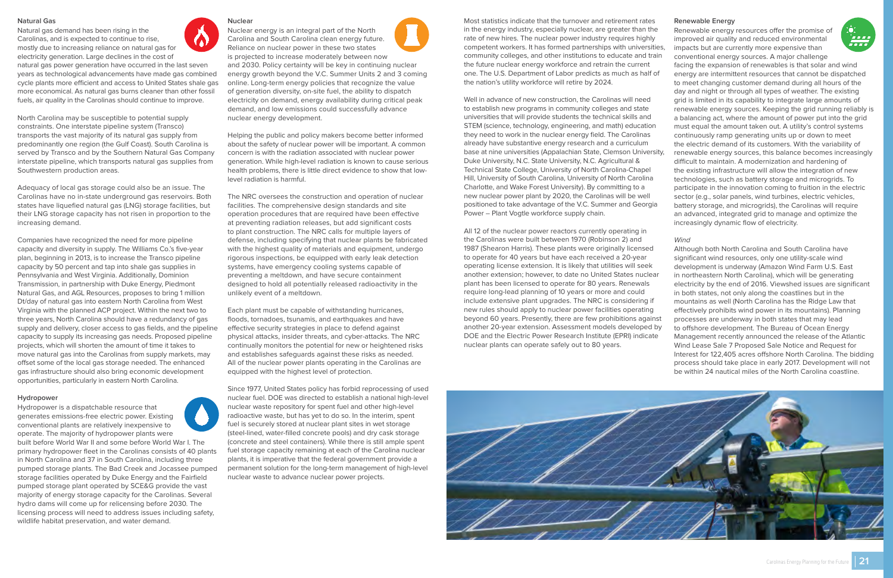## Natural Gas

Natural gas demand has been rising in the Carolinas, and is expected to continue to rise, mostly due to increasing reliance on natural gas for electricity generation. Large declines in the cost of natural gas power generation have occurred in the last seven years as technological advancements have made gas combined cycle plants more efficient and access to United States shale gas more economical. As natural gas burns cleaner than other fossil fuels, air quality in the Carolinas should continue to improve.

North Carolina may be susceptible to potential supply constraints. One interstate pipeline system (Transco) transports the vast majority of its natural gas supply from predominantly one region (the Gulf Coast). South Carolina is served by Transco and by the Southern Natural Gas Company interstate pipeline, which transports natural gas supplies from Southwestern production areas.

Adequacy of local gas storage could also be an issue. The Carolinas have no in-state underground gas reservoirs. Both states have liquefied natural gas (LNG) storage facilities, but their LNG storage capacity has not risen in proportion to the increasing demand.

Companies have recognized the need for more pipeline capacity and diversity in supply. The Williams Co.'s five-year plan, beginning in 2013, is to increase the Transco pipeline capacity by 50 percent and tap into shale gas supplies in Pennsylvania and West Virginia. Additionally, Dominion Transmission, in partnership with Duke Energy, Piedmont Natural Gas, and AGL Resources, proposes to bring 1 million Dt/day of natural gas into eastern North Carolina from West Virginia with the planned ACP project. Within the next two to three years, North Carolina should have a redundancy of gas supply and delivery, closer access to gas fields, and the pipeline capacity to supply its increasing gas needs. Proposed pipeline projects, which will shorten the amount of time it takes to move natural gas into the Carolinas from supply markets, may offset some of the local gas storage needed. The enhanced gas infrastructure should also bring economic development opportunities, particularly in eastern North Carolina.

## Hydropower

Hydropower is a dispatchable resource that generates emissions-free electric power. Existing conventional plants are relatively inexpensive to operate. The majority of hydropower plants were built before World War II and some before World War I. The primary hydropower fleet in the Carolinas consists of 40 plants in North Carolina and 37 in South Carolina, including three pumped storage plants. The Bad Creek and Jocassee pumped storage facilities operated by Duke Energy and the Fairfield pumped storage plant operated by SCE&G provide the vast majority of energy storage capacity for the Carolinas. Several hydro dams will come up for relicensing before 2030. The licensing process will need to address issues including safety, wildlife habitat preservation, and water demand.

## Nuclear

Nuclear energy is an integral part of the North Carolina and South Carolina clean energy future. Reliance on nuclear power in these two states is projected to increase moderately between now and 2030. Policy certainty will be key in continuing nuclear energy growth beyond the V.C. Summer Units 2 and 3 coming online. Long-term energy policies that recognize the value of generation diversity, on-site fuel, the ability to dispatch electricity on demand, energy availability during critical peak demand, and low emissions could successfully advance nuclear energy development.

Helping the public and policy makers become better informed about the safety of nuclear power will be important. A common concern is with the radiation associated with nuclear power generation. While high-level radiation is known to cause serious health problems, there is little direct evidence to show that low-level radiation is harmful.

The NRC oversees the construction and operation of nuclear facilities. The comprehensive design standards and site operation procedures that are required have been effective at preventing radiation releases, but add significant costs to plant construction. The NRC calls for multiple layers of defense, including specifying that nuclear plants be fabricated with the highest quality of materials and equipment, undergo rigorous inspections, be equipped with early leak detection systems, have emergency cooling systems capable of preventing a meltdown, and have secure containment designed to hold all potentially released radioactivity in the unlikely event of a meltdown.

Each plant must be capable of withstanding hurricanes, floods, tornadoes, tsunamis, and earthquakes and have effective security strategies in place to defend against physical attacks, insider threats, and cyber-attacks. The NRC continually monitors the potential for new or heightened risks and establishes safeguards against these risks as needed. All of the nuclear power plants operating in the Carolinas are equipped with the highest level of protection.

Since 1977, United States policy has forbid reprocessing of used nuclear fuel. DOE was directed to establish a national high-level nuclear waste repository for spent fuel and other high-level radioactive waste, but has yet to do so. In the interim, spent fuel is securely stored at nuclear plant sites in wet storage (steel-lined, water-filled concrete pools) and dry cask storage (concrete and steel containers). While there is still ample spent fuel storage capacity remaining at each of the Carolina nuclear plants, it is imperative that the federal government provide a permanent solution for the long-term management of high-level nuclear waste to advance nuclear power projects.

Most statistics indicate that the turnover and retirement rates in the energy industry, especially nuclear, are greater than the rate of new hires. The nuclear power industry requires highly competent workers. It has formed partnerships with universities, community colleges, and other institutions to educate and train the future nuclear energy workforce and retrain the current one. The U.S. Department of Labor predicts as much as half of the nation's utility workforce will retire by 2024.

Well in advance of new construction, the Carolinas will need to establish new programs in community colleges and state universities that will provide students the technical skills and STEM (science, technology, engineering, and math) education they need to work in the nuclear energy field. The Carolinas already have substantive energy research and a curriculum base at nine universities (Appalachian State, Clemson University, Duke University, N.C. State University, N.C. Agricultural & Technical State College, University of North Carolina-Chapel Hill, University of South Carolina, University of North Carolina Charlotte, and Wake Forest University). By committing to a new nuclear power plant by 2020, the Carolinas will be well positioned to take advantage of the V.C. Summer and Georgia Power – Plant Vogtle workforce supply chain.

All 12 of the nuclear power reactors currently operating in the Carolinas were built between 1970 (Robinson 2) and 1987 (Shearon Harris). These plants were originally licensed to operate for 40 years but have each received a 20-year operating license extension. It is likely that utilities will seek another extension; however, to date no United States nuclear plant has been licensed to operate for 80 years. Renewals require long-lead planning of 10 years or more and could include extensive plant upgrades. The NRC is considering if new rules should apply to nuclear power facilities operating beyond 60 years. Presently, there are few prohibitions against another 20-year extension. Assessment models developed by DOE and the Electric Power Research Institute (EPRI) indicate nuclear plants can operate safely out to 80 years.

## Renewable Energy

Renewable energy resources offer the promise of improved air quality and reduced environmental impacts but are currently more expensive than conventional energy sources. A major challenge facing the expansion of renewables is that solar and wind energy are intermittent resources that cannot be dispatched to meet changing customer demand during all hours of the day and night or through all types of weather. The existing grid is limited in its capability to integrate large amounts of renewable energy sources. Keeping the grid running reliably is a balancing act, where the amount of power put into the grid must equal the amount taken out. A utility's control systems continuously ramp generating units up or down to meet the electric demand of its customers. With the variability of renewable energy sources, this balance becomes increasingly difficult to maintain. A modernization and hardening of the existing infrastructure will allow the integration of new technologies, such as battery storage and microgrids. To participate in the innovation coming to fruition in the electric sector (e.g., solar panels, wind turbines, electric vehicles, battery storage, and microgrids), the Carolinas will require an advanced, integrated grid to manage and optimize the increasingly dynamic flow of electricity.

### *Wind*

Although both North Carolina and South Carolina have significant wind resources, only one utility-scale wind development is underway (Amazon Wind Farm U.S. East in northeastern North Carolina), which will be generating electricity by the end of 2016. Viewshed issues are significant in both states, not only along the coastlines but in the mountains as well (North Carolina has the Ridge Law that effectively prohibits wind power in its mountains). Planning processes are underway in both states that may lead to offshore development. The Bureau of Ocean Energy Management recently announced the release of the Atlantic Wind Lease Sale 7 Proposed Sale Notice and Request for Interest for 122,405 acres offshore North Carolina. The bidding process should take place in early 2017. Development will not be within 24 nautical miles of the North Carolina coastline.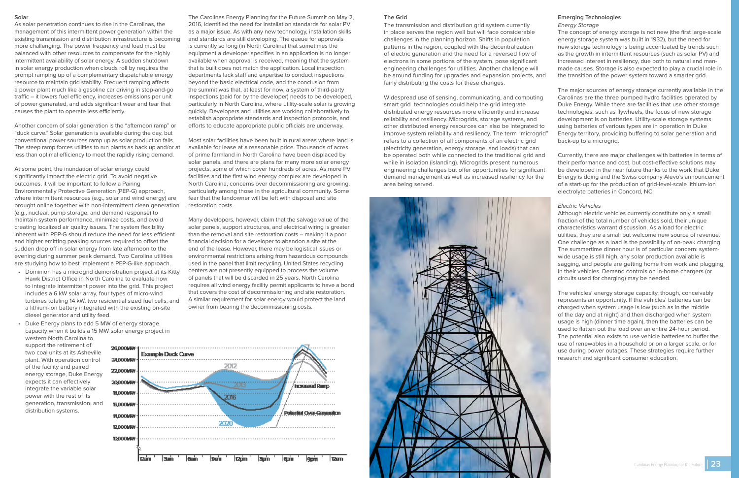## Solar

As solar penetration continues to rise in the Carolinas, the management of this intermittent power generation within the existing transmission and distribution infrastructure is becoming more challenging. The power frequency and load must be balanced with other resources to compensate for the highly intermittent availability of solar energy. A sudden shutdown in solar energy production when clouds roll by requires the prompt ramping up of a complementary dispatchable energy resource to maintain grid stability. Frequent ramping affects a power plant much like a gasoline car driving in stop-and-go traffic – it lowers fuel efficiency, increases emissions per unit of power generated, and adds significant wear and tear that causes the plant to operate less efficiently.

Another concern of solar generation is the "afternoon ramp" or "duck curve." Solar generation is available during the day, but conventional power sources ramp up as solar production falls. The steep ramp forces utilities to run plants as back up and/or at less than optimal efficiency to meet the rapidly rising demand.

At some point, the inundation of solar energy could significantly impact the electric grid. To avoid negative outcomes, it will be important to follow a Pairing Environmentally Protective Generation (PEP-G) approach, where intermittent resources (e.g., solar and wind energy) are brought online together with non-intermittent clean generation (e.g., nuclear, pump storage, and demand response) to maintain system performance, minimize costs, and avoid creating localized air quality issues. The system flexibility inherent with PEP-G should reduce the need for less efficient and higher emitting peaking sources required to offset the sudden drop off in solar energy from late afternoon to the evening during summer peak demand. Two Carolina utilities are studying how to best implement a PEP-G-like approach.

- Dominion has a microgrid demonstration project at its Kitty Hawk District Office in North Carolina to evaluate how to integrate intermittent power into the grid. This project includes a 6 kW solar array, four types of micro-wind turbines totaling 14 kW, two residential sized fuel cells, and a lithium-ion battery integrated with the existing on-site diesel generator and utility feed.
- Duke Energy plans to add 5 MW of energy storage capacity when it builds a 15 MW solar energy project in western North Carolina to support the retirement of two coal units at its Asheville plant. With operation control of the facility and paired energy storage, Duke Energy expects it can effectively integrate the variable solar power with the rest of its generation, transmission, and distribution systems.

The Carolinas Energy Planning for the Future Summit on May 2, 2016, identified the need for installation standards for solar PV as a major issue. As with any new technology, installation skills and standards are still developing. The queue for approvals is currently so long (in North Carolina) that sometimes the equipment a developer specifies in an application is no longer available when approval is received, meaning that the system that is built does not match the application. Local inspection departments lack staff and expertise to conduct inspections beyond the basic electrical code, and the conclusion from the summit was that, at least for now, a system of third-party inspections (paid for by the developer) needs to be developed, particularly in North Carolina, where utility-scale solar is growing quickly. Developers and utilities are working collaboratively to establish appropriate standards and inspection protocols, and efforts to educate appropriate public officials are underway.

Most solar facilities have been built in rural areas where land is available for lease at a reasonable price. Thousands of acres of prime farmland in North Carolina have been displaced by solar panels, and there are plans for many more solar energy projects, some of which cover hundreds of acres. As more PV facilities and the first wind energy complex are developed in North Carolina, concerns over decommissioning are growing, particularly among those in the agricultural community. Some fear that the landowner will be left with disposal and site restoration costs.

Many developers, however, claim that the salvage value of the solar panels, support structures, and electrical wiring is greater than the removal and site restoration costs – making it a poor financial decision for a developer to abandon a site at the end of the lease. However, there may be logistical issues or environmental restrictions arising from hazardous compounds used in the panel that limit recycling. United States recycling centers are not presently equipped to process the volume of panels that will be discarded in 25 years. North Carolina requires all wind energy facility permit applicants to have a bond that covers the cost of decommissioning and site restoration. A similar requirement for solar energy would protect the land owner from bearing the decommissioning costs.

Example Duck Curve

## The Grid

The transmission and distribution grid system currently in place serves the region well but will face considerable challenges in the planning horizon. Shifts in population patterns in the region, coupled with the decentralization of electric generation and the need for a reversed flow of electrons in some portions of the system, pose significant engineering challenges for utilities. Another challenge will be around funding for upgrades and expansion projects, and fairly distributing the costs for these changes.

Widespread use of sensing, communicating, and computing smart grid technologies could help the grid integrate distributed energy resources more efficiently and increase reliability and resiliency. Microgrids, storage systems, and other distributed energy resources can also be integrated to improve system reliability and resiliency. The term "microgrid" refers to a collection of all components of an electric grid (electricity generation, energy storage, and loads) that can be operated both while connected to the traditional grid and while in isolation (islanding). Microgrids present numerous engineering challenges but offer opportunities for significant demand management as well as increased resiliency for the area being served.

## Emerging Technologies

### *Energy Storage*

The concept of energy storage is not new (the first large-scale energy storage system was built in 1932), but the need for new storage technology is being accentuated by trends such as the growth in intermittent resources (such as solar PV) and increased interest in resiliency, due both to natural and man-made causes. Storage is also expected to play a crucial role in the transition of the power system toward a smarter grid.

The major sources of energy storage currently available in the Carolinas are the three pumped hydro facilities operated by Duke Energy. While there are facilities that use other storage technologies, such as flywheels, the focus of new storage development is on batteries. Utility-scale storage systems using batteries of various types are in operation in Duke Energy territory, providing buffering to solar generation and back-up to a microgrid.

Currently, there are major challenges with batteries in terms of their performance and cost, but cost-effective solutions may be developed in the near future thanks to the work that Duke Energy is doing and the Swiss company Alevo's announcement of a start-up for the production of grid-level-scale lithium-ion electrolyte batteries in Concord, NC.

### *Electric Vehicles*

Although electric vehicles currently constitute only a small fraction of the total number of vehicles sold, their unique characteristics warrant discussion. As a load for electric utilities, they are a small but welcome new source of revenue. One challenge as a load is the possibility of on-peak charging. The summertime dinner hour is of particular concern: system-wide usage is still high, any solar production available is sagging, and people are getting home from work and plugging in their vehicles. Demand controls on in-home chargers (or circuits used for charging) may be needed.

The vehicles' energy storage capacity, though, conceivably represents an opportunity. If the vehicles' batteries can be charged when system usage is low (such as in the middle of the day and at night) and then discharged when system usage is high (dinner time again), then the batteries can be used to flatten out the load over an entire 24-hour period. The potential also exists to use vehicle batteries to buffer the use of renewables in a household or on a larger scale, or for use during power outages. These strategies require further research and significant consumer education.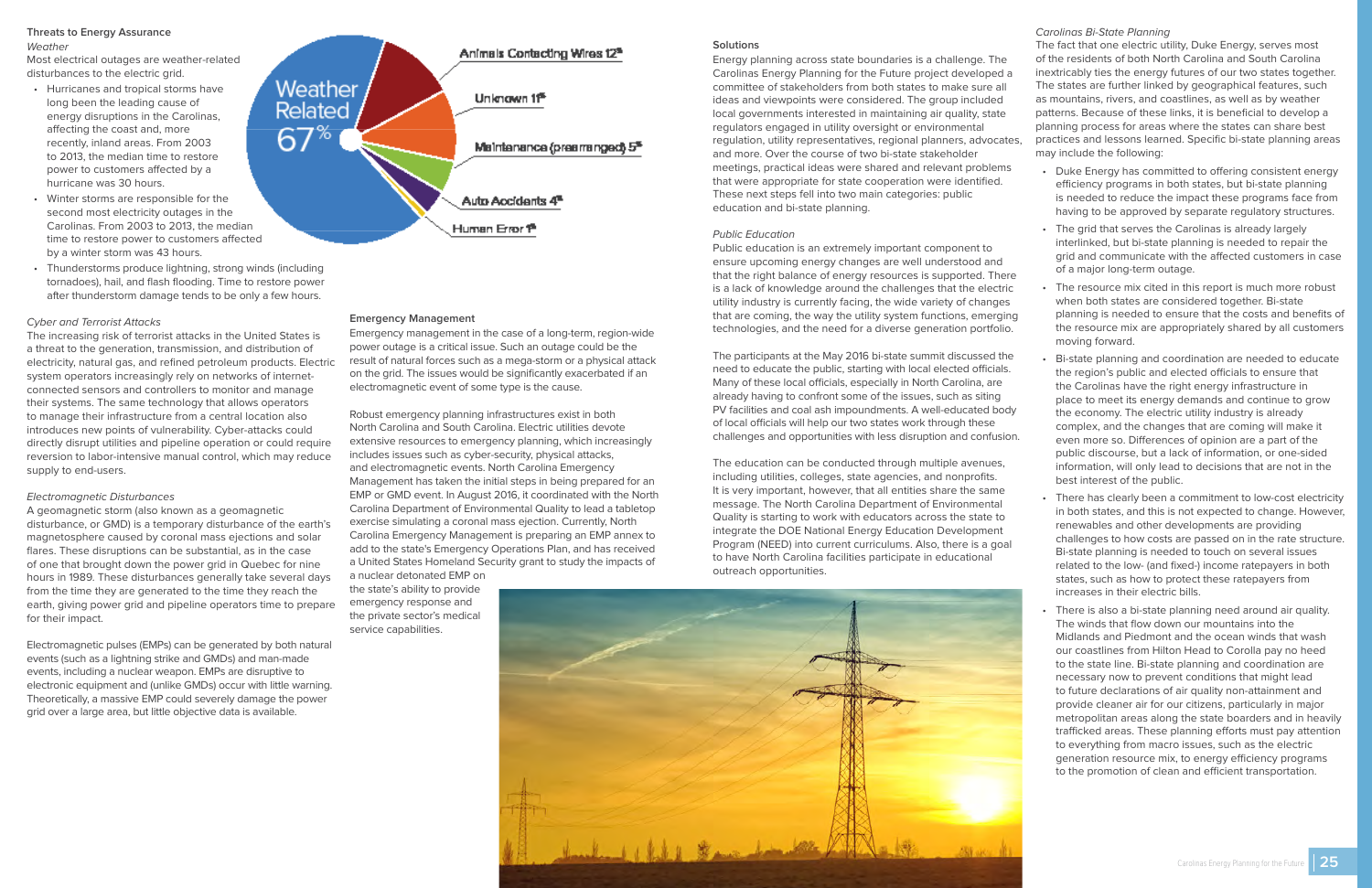## Threats to Energy Assurance

*Weather*

Most electrical outages are weather-related disturbances to the electric grid.

- Hurricanes and tropical storms have long been the leading cause of energy disruptions in the Carolinas, affecting the coast and, more recently, inland areas. From 2003 to 2013, the median time to restore power to customers affected by a hurricane was 30 hours.
- Winter storms are responsible for the second most electricity outages in the Carolinas. From 2003 to 2013, the median time to restore power to customers affected by a winter storm was 43 hours.
- Thunderstorms produce lightning, strong winds (including tornadoes), hail, and flash flooding. Time to restore power after thunderstorm damage tends to be only a few hours.

Weather Related 67%

Animals Contacting Wires 12%

Unknown 11%

Maintenance (prearranged) 5%

Auto Accidents 4%

Human Error 1%

*Cyber and Terrorist Attacks*

The increasing risk of terrorist attacks in the United States is a threat to the generation, transmission, and distribution of electricity, natural gas, and refined petroleum products. Electric system operators increasingly rely on networks of internet-connected sensors and controllers to monitor and manage their systems. The same technology that allows operators to manage their infrastructure from a central location also introduces new points of vulnerability. Cyber-attacks could directly disrupt utilities and pipeline operation or could require reversion to labor-intensive manual control, which may reduce supply to end-users.

*Electromagnetic Disturbances*

A geomagnetic storm (also known as a geomagnetic disturbance, or GMD) is a temporary disturbance of the earth's magnetosphere caused by coronal mass ejections and solar flares. These disruptions can be substantial, as in the case of one that brought down the power grid in Quebec for nine hours in 1989. These disturbances generally take several days from the time they are generated to the time they reach the earth, giving power grid and pipeline operators time to prepare for their impact.

Electromagnetic pulses (EMPs) can be generated by both natural events (such as a lightning strike and GMDs) and man-made events, including a nuclear weapon. EMPs are disruptive to electronic equipment and (unlike GMDs) occur with little warning. Theoretically, a massive EMP could severely damage the power grid over a large area, but little objective data is available.

### Emergency Management

Emergency management in the case of a long-term, region-wide power outage is a critical issue. Such an outage could be the result of natural forces such as a mega-storm or a physical attack on the grid. The issues would be significantly exacerbated if an electromagnetic event of some type is the cause.

Robust emergency planning infrastructures exist in both North Carolina and South Carolina. Electric utilities devote extensive resources to emergency planning, which increasingly includes issues such as cyber-security, physical attacks, and electromagnetic events. North Carolina Emergency Management has taken the initial steps in being prepared for an EMP or GMD event. In August 2016, it coordinated with the North Carolina Department of Environmental Quality to lead a tabletop exercise simulating a coronal mass ejection. Currently, North Carolina Emergency Management is preparing an EMP annex to add to the state's Emergency Operations Plan, and has received a United States Homeland Security grant to study the impacts of a nuclear detonated EMP on the state's ability to provide emergency response and the private sector's medical service capabilities.

## Solutions

Energy planning across state boundaries is a challenge. The Carolinas Energy Planning for the Future project developed a committee of stakeholders from both states to make sure all ideas and viewpoints were considered. The group included local governments interested in maintaining air quality, state regulators engaged in utility oversight or environmental regulation, utility representatives, regional planners, advocates, and more. Over the course of two bi-state stakeholder meetings, practical ideas were shared and relevant problems that were appropriate for state cooperation were identified. These next steps fell into two main categories: public education and bi-state planning.

*Public Education*

Public education is an extremely important component to ensure upcoming energy changes are well understood and that the right balance of energy resources is supported. There is a lack of knowledge around the challenges that the electric utility industry is currently facing, the wide variety of changes that are coming, the way the utility system functions, emerging technologies, and the need for a diverse generation portfolio.

The participants at the May 2016 bi-state summit discussed the need to educate the public, starting with local elected officials. Many of these local officials, especially in North Carolina, are already having to confront some of the issues, such as siting PV facilities and coal ash impoundments. A well-educated body of local officials will help our two states work through these challenges and opportunities with less disruption and confusion.

The education can be conducted through multiple avenues, including utilities, colleges, state agencies, and nonprofits. It is very important, however, that all entities share the same message. The North Carolina Department of Environmental Quality is starting to work with educators across the state to integrate the DOE National Energy Education Development Program (NEED) into current curriculums. Also, there is a goal to have North Carolina facilities participate in educational outreach opportunities.

*Carolinas Bi-State Planning*

The fact that one electric utility, Duke Energy, serves most of the residents of both North Carolina and South Carolina inextricably ties the energy futures of our two states together. The states are further linked by geographical features, such as mountains, rivers, and coastlines, as well as by weather patterns. Because of these links, it is beneficial to develop a planning process for areas where the states can share best practices and lessons learned. Specific bi-state planning areas may include the following:

- Duke Energy has committed to offering consistent energy efficiency programs in both states, but bi-state planning is needed to reduce the impact these programs face from having to be approved by separate regulatory structures.
- The grid that serves the Carolinas is already largely interlinked, but bi-state planning is needed to repair the grid and communicate with the affected customers in case of a major long-term outage.
- The resource mix cited in this report is much more robust when both states are considered together. Bi-state planning is needed to ensure that the costs and benefits of the resource mix are appropriately shared by all customers moving forward.
- Bi-state planning and coordination are needed to educate the region's public and elected officials to ensure that the Carolinas have the right energy infrastructure in place to meet its energy demands and continue to grow the economy. The electric utility industry is already complex, and the changes that are coming will make it even more so. Differences of opinion are a part of the public discourse, but a lack of information, or one-sided information, will only lead to decisions that are not in the best interest of the public.
- There has clearly been a commitment to low-cost electricity in both states, and this is not expected to change. However, renewables and other developments are providing challenges to how costs are passed on in the rate structure. Bi-state planning is needed to touch on several issues related to the low- (and fixed-) income ratepayers in both states, such as how to protect these ratepayers from increases in their electric bills.
- There is also a bi-state planning need around air quality. The winds that flow down our mountains into the Midlands and Piedmont and the ocean winds that wash our coastlines from Hilton Head to Corolla pay no heed to the state line. Bi-state planning and coordination are necessary now to prevent conditions that might lead to future declarations of air quality non-attainment and provide cleaner air for our citizens, particularly in major metropolitan areas along the state boarders and in heavily trafficked areas. These planning efforts must pay attention to everything from macro issues, such as the electric generation resource mix, to energy efficiency programs to the promotion of clean and efficient transportation.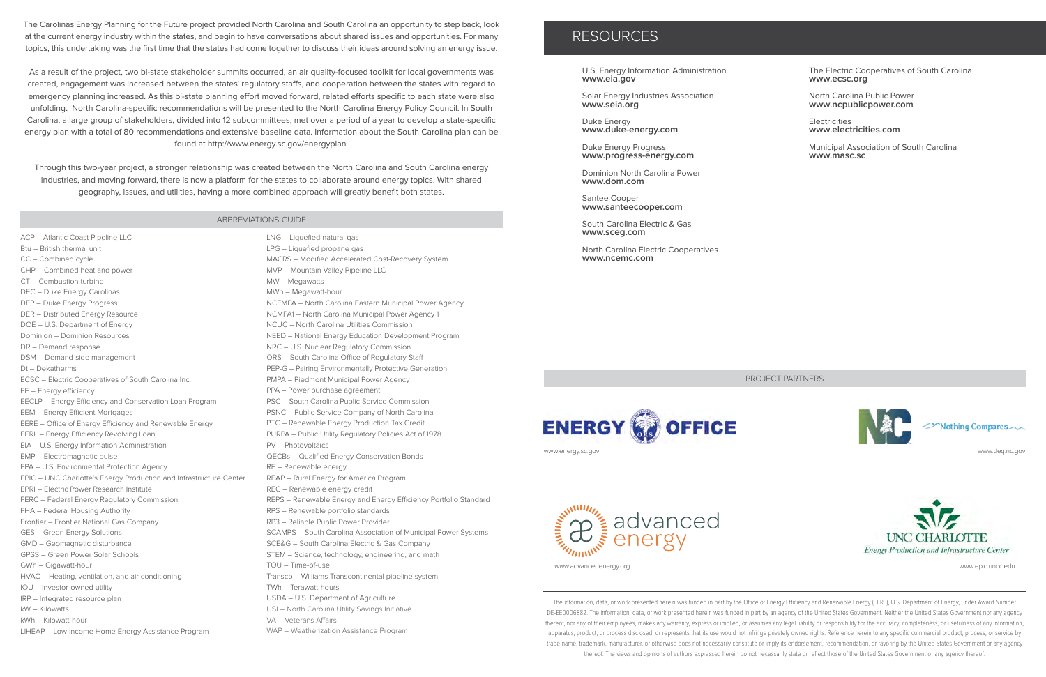The Carolinas Energy Planning for the Future project provided North Carolina and South Carolina an opportunity to step back, look at the current energy industry within the states, and begin to have conversations about shared issues and opportunities. For many topics, this undertaking was the first time that the states had come together to discuss their ideas around solving an energy issue.

As a result of the project, two bi-state stakeholder summits occurred, an air quality-focused toolkit for local governments was created, engagement was increased between the states' regulatory staffs, and cooperation between the states with regard to emergency planning increased. As this bi-state planning effort moved forward, related efforts specific to each state were also unfolding. North Carolina-specific recommendations will be presented to the North Carolina Energy Policy Council. In South Carolina, a large group of stakeholders, divided into 12 subcommittees, met over a period of a year to develop a state-specific energy plan with a total of 80 recommendations and extensive baseline data. Information about the South Carolina plan can be found at http://www.energy.sc.gov/energyplan.

Through this two-year project, a stronger relationship was created between the North Carolina and South Carolina energy industries, and moving forward, there is now a platform for the states to collaborate around energy topics. With shared geography, issues, and utilities, having a more combined approach will greatly benefit both states.

## ABBREVIATIONS GUIDE

ACP – Atlantic Coast Pipeline LLC
Btu – British thermal unit
CC – Combined cycle
CHP – Combined heat and power
CT – Combustion turbine
DEC – Duke Energy Carolinas
DEP – Duke Energy Progress
DER – Distributed Energy Resource
DOE – U.S. Department of Energy
Dominion – Dominion Resources
DR – Demand response
DSM – Demand-side management
Dt – Dekatherms
ECSC – Electric Cooperatives of South Carolina Inc.
EE – Energy efficiency
EECLP – Energy Efficiency and Conservation Loan Program
EEM – Energy Efficient Mortgages
EERE – Office of Energy Efficiency and Renewable Energy
EERL – Energy Efficiency Revolving Loan
EIA – U.S. Energy Information Administration
EMP – Electromagnetic pulse
EPA – U.S. Environmental Protection Agency
EPIC – UNC Charlotte's Energy Production and Infrastructure Center
EPRI – Electric Power Research Institute
FERC – Federal Energy Regulatory Commission
FHA – Federal Housing Authority
Frontier – Frontier National Gas Company
GES – Green Energy Solutions
GMD – Geomagnetic disturbance
GPSS – Green Power Solar Schools
GWh – Gigawatt-hour
HVAC – Heating, ventilation, and air conditioning
IOU – Investor-owned utility
IRP – Integrated resource plan
kW – Kilowatts
kWh – Kilowatt-hour
LIHEAP – Low Income Home Energy Assistance Program
LNG – Liquefied natural gas
LPG – Liquefied propane gas
MACRS – Modified Accelerated Cost-Recovery System
MVP – Mountain Valley Pipeline LLC
MW – Megawatts
MWh – Megawatt-hour
NCEMPA – North Carolina Eastern Municipal Power Agency
NCMPA1 – North Carolina Municipal Power Agency 1
NCUC – North Carolina Utilities Commission
NEED – National Energy Education Development Program
NRC – U.S. Nuclear Regulatory Commission
ORS – South Carolina Office of Regulatory Staff
PEP-G – Pairing Environmentally Protective Generation
PMPA – Piedmont Municipal Power Agency
PPA – Power purchase agreement
PSC – South Carolina Public Service Commission
PSNC – Public Service Company of North Carolina
PTC – Renewable Energy Production Tax Credit
PURPA – Public Utility Regulatory Policies Act of 1978
PV – Photovoltaics
QECBs – Qualified Energy Conservation Bonds
RE – Renewable energy
REAP – Rural Energy for America Program
REC – Renewable energy credit
REPS – Renewable Energy and Energy Efficiency Portfolio Standard
RPS – Renewable portfolio standards
RP3 – Reliable Public Power Provider
SCAMPS – South Carolina Association of Municipal Power Systems
SCE&G – South Carolina Electric & Gas Company
STEM – Science, technology, engineering, and math
TOU – Time-of-use
Transco – Williams Transcontinental pipeline system
TWh – Terawatt-hours
USDA – U.S. Department of Agriculture
USI – North Carolina Utility Savings Initiative
VA – Veterans Affairs
WAP – Weatherization Assistance Program

# RESOURCES

U.S. Energy Information Administration
**www.eia.gov**

Solar Energy Industries Association
**www.seia.org**

Duke Energy
**www.duke-energy.com**

Duke Energy Progress
**www.progress-energy.com**

Dominion North Carolina Power
**www.dom.com**

Santee Cooper
**www.santeecooper.com**

South Carolina Electric & Gas
**www.sceg.com**

North Carolina Electric Cooperatives
**www.ncemc.com**

The Electric Cooperatives of South Carolina
**www.ecsc.org**

North Carolina Public Power
**www.ncpublicpower.com**

Electricities
**www.electricities.com**

Municipal Association of South Carolina
**www.masc.sc**

## PROJECT PARTNERS

ENERGY OFFICE
www.energy.sc.gov

NC – Nothing Compares
www.deq.nc.gov

advanced energy
www.advancedenergy.org

UNC CHARLOTTE
*Energy Production and Infrastructure Center*
www.epic.uncc.edu

The information, data, or work presented herein was funded in part by the Office of Energy Efficiency and Renewable Energy (EERE), U.S. Department of Energy, under Award Number DE-EE0006882. The information, data, or work presented herein was funded in part by an agency of the United States Government. Neither the United States Government nor any agency thereof, nor any of their employees, makes any warranty, express or implied, or assumes any legal liability or responsibility for the accuracy, completeness, or usefulness of any information, apparatus, product, or process disclosed, or represents that its use would not infringe privately owned rights. Reference herein to any specific commercial product, process, or service by trade name, trademark, manufacturer, or otherwise does not necessarily constitute or imply its endorsement, recommendation, or favoring by the United States Government or any agency thereof. The views and opinions of authors expressed herein do not necessarily state or reflect those of the United States Government or any agency thereof.